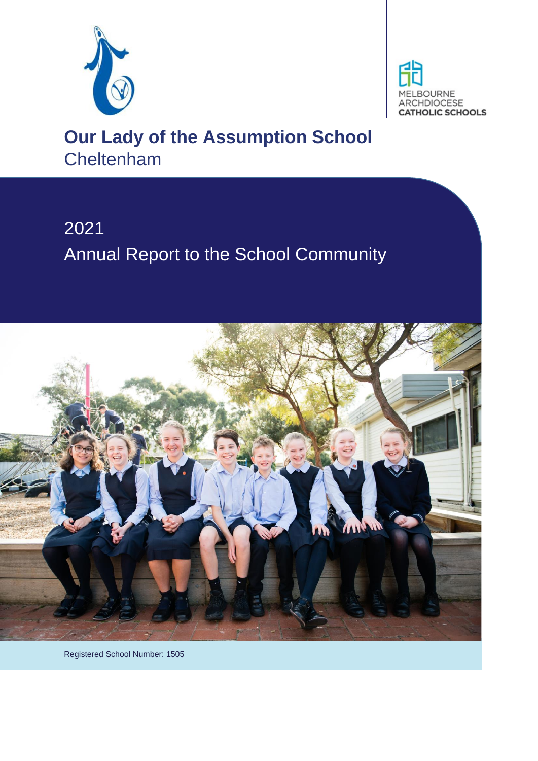MELBOURNE ARCHDIOCESE CATHOLIC SCHOOLS

# Our Lady of the Assumption School

Cheltenham

## 2021

## Annual Report to the School Community

Registered School Number: 1505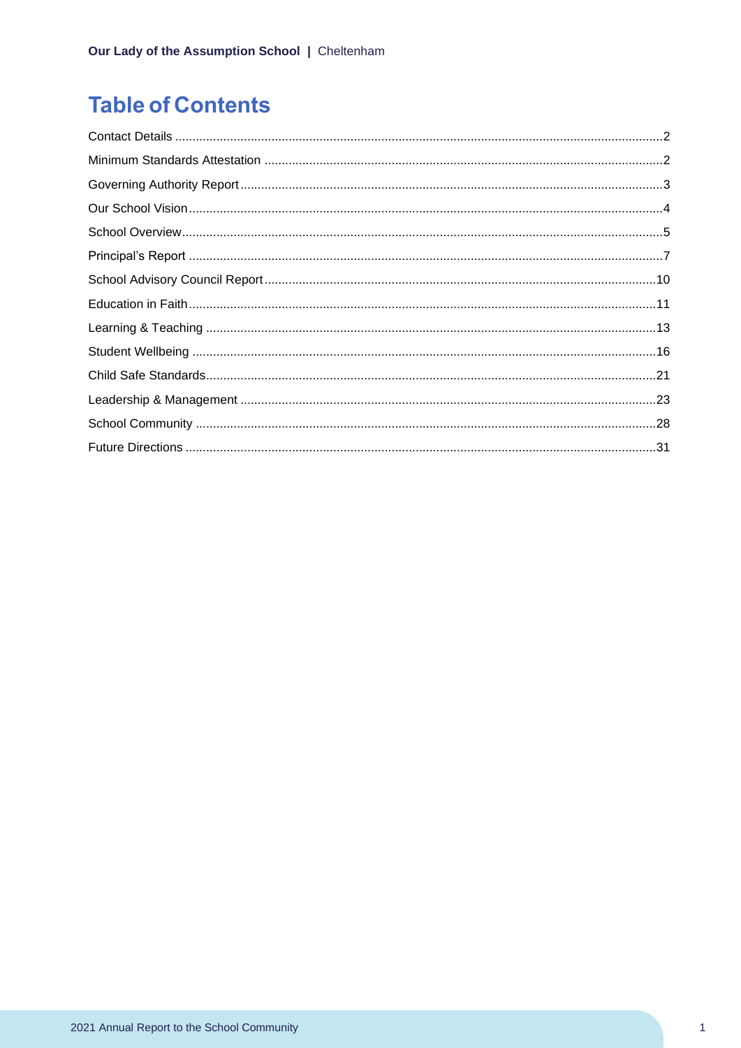# Table of Contents

Contact Details ............................................................................................................................2
Minimum Standards Attestation ..................................................................................................2
Governing Authority Report .........................................................................................................3
Our School Vision ........................................................................................................................4
School Overview ..........................................................................................................................5
Principal's Report .........................................................................................................................7
School Advisory Council Report .................................................................................................10
Education in Faith .......................................................................................................................11
Learning & Teaching ..................................................................................................................13
Student Wellbeing ......................................................................................................................16
Child Safe Standards ..................................................................................................................21
Leadership & Management ........................................................................................................23
School Community .....................................................................................................................28
Future Directions ........................................................................................................................31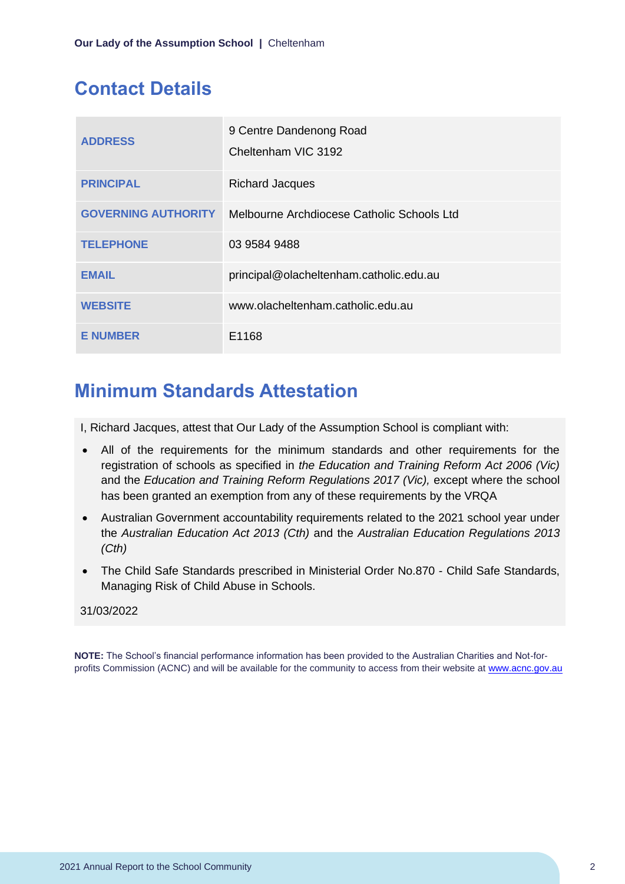## Contact Details

| | |
|---|---|
| **ADDRESS** | 9 Centre Dandenong Road<br>Cheltenham VIC 3192 |
| **PRINCIPAL** | Richard Jacques |
| **GOVERNING AUTHORITY** | Melbourne Archdiocese Catholic Schools Ltd |
| **TELEPHONE** | 03 9584 9488 |
| **EMAIL** | principal@olacheltenham.catholic.edu.au |
| **WEBSITE** | www.olacheltenham.catholic.edu.au |
| **E NUMBER** | E1168 |

## Minimum Standards Attestation

I, Richard Jacques, attest that Our Lady of the Assumption School is compliant with:

- All of the requirements for the minimum standards and other requirements for the registration of schools as specified in *the Education and Training Reform Act 2006 (Vic)* and the *Education and Training Reform Regulations 2017 (Vic),* except where the school has been granted an exemption from any of these requirements by the VRQA
- Australian Government accountability requirements related to the 2021 school year under the *Australian Education Act 2013 (Cth)* and the *Australian Education Regulations 2013 (Cth)*
- The Child Safe Standards prescribed in Ministerial Order No.870 - Child Safe Standards, Managing Risk of Child Abuse in Schools.

31/03/2022

**NOTE:** The School's financial performance information has been provided to the Australian Charities and Not-for-profits Commission (ACNC) and will be available for the community to access from their website at www.acnc.gov.au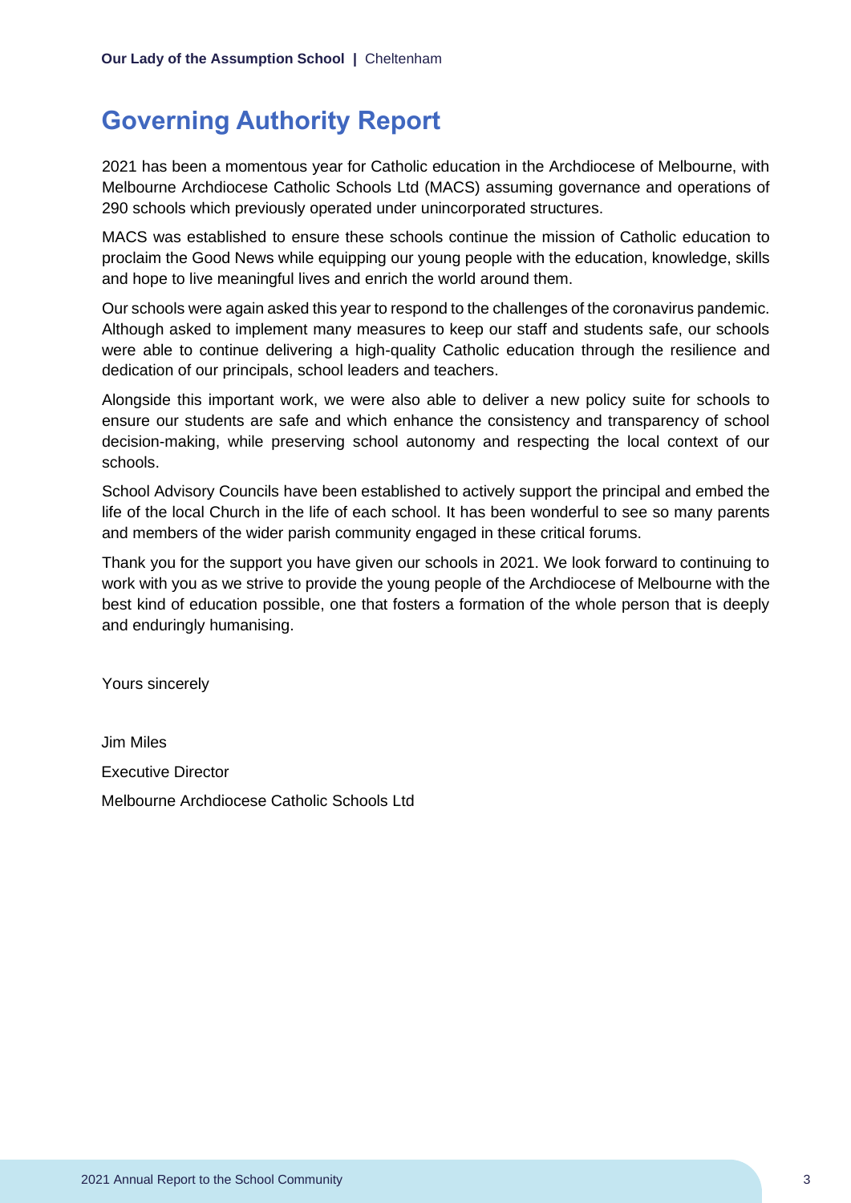# Governing Authority Report

2021 has been a momentous year for Catholic education in the Archdiocese of Melbourne, with Melbourne Archdiocese Catholic Schools Ltd (MACS) assuming governance and operations of 290 schools which previously operated under unincorporated structures.

MACS was established to ensure these schools continue the mission of Catholic education to proclaim the Good News while equipping our young people with the education, knowledge, skills and hope to live meaningful lives and enrich the world around them.

Our schools were again asked this year to respond to the challenges of the coronavirus pandemic. Although asked to implement many measures to keep our staff and students safe, our schools were able to continue delivering a high-quality Catholic education through the resilience and dedication of our principals, school leaders and teachers.

Alongside this important work, we were also able to deliver a new policy suite for schools to ensure our students are safe and which enhance the consistency and transparency of school decision-making, while preserving school autonomy and respecting the local context of our schools.

School Advisory Councils have been established to actively support the principal and embed the life of the local Church in the life of each school. It has been wonderful to see so many parents and members of the wider parish community engaged in these critical forums.

Thank you for the support you have given our schools in 2021. We look forward to continuing to work with you as we strive to provide the young people of the Archdiocese of Melbourne with the best kind of education possible, one that fosters a formation of the whole person that is deeply and enduringly humanising.

Yours sincerely

Jim Miles

Executive Director

Melbourne Archdiocese Catholic Schools Ltd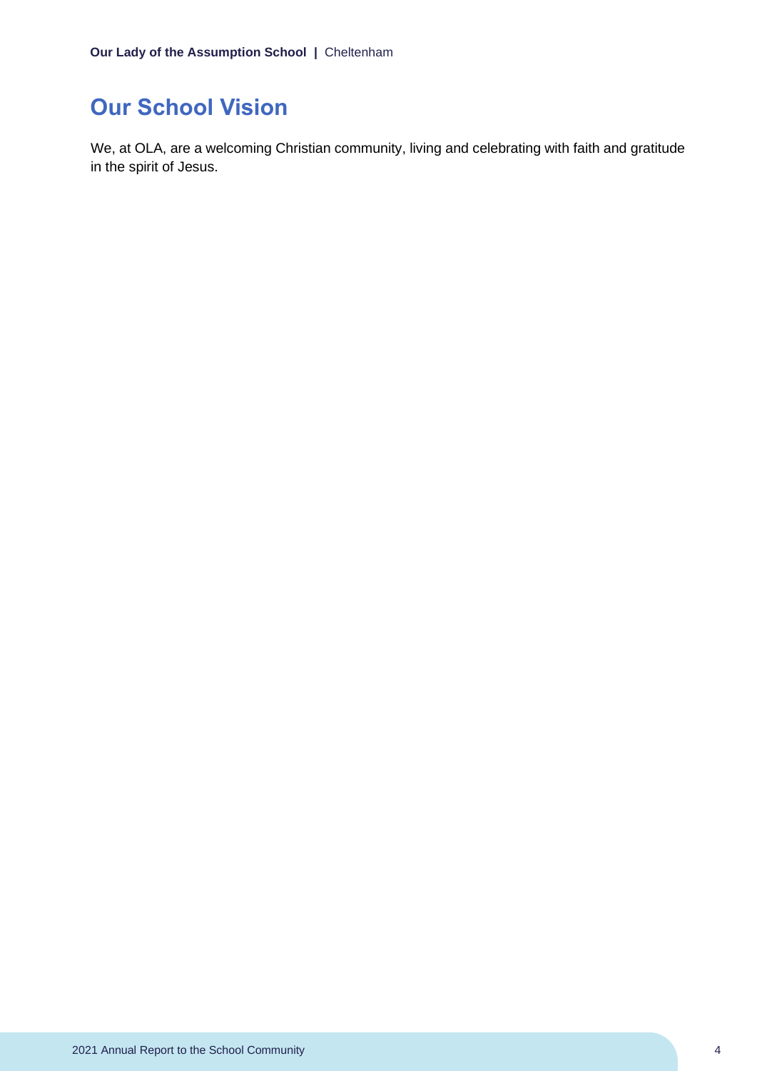## Our School Vision

We, at OLA, are a welcoming Christian community, living and celebrating with faith and gratitude in the spirit of Jesus.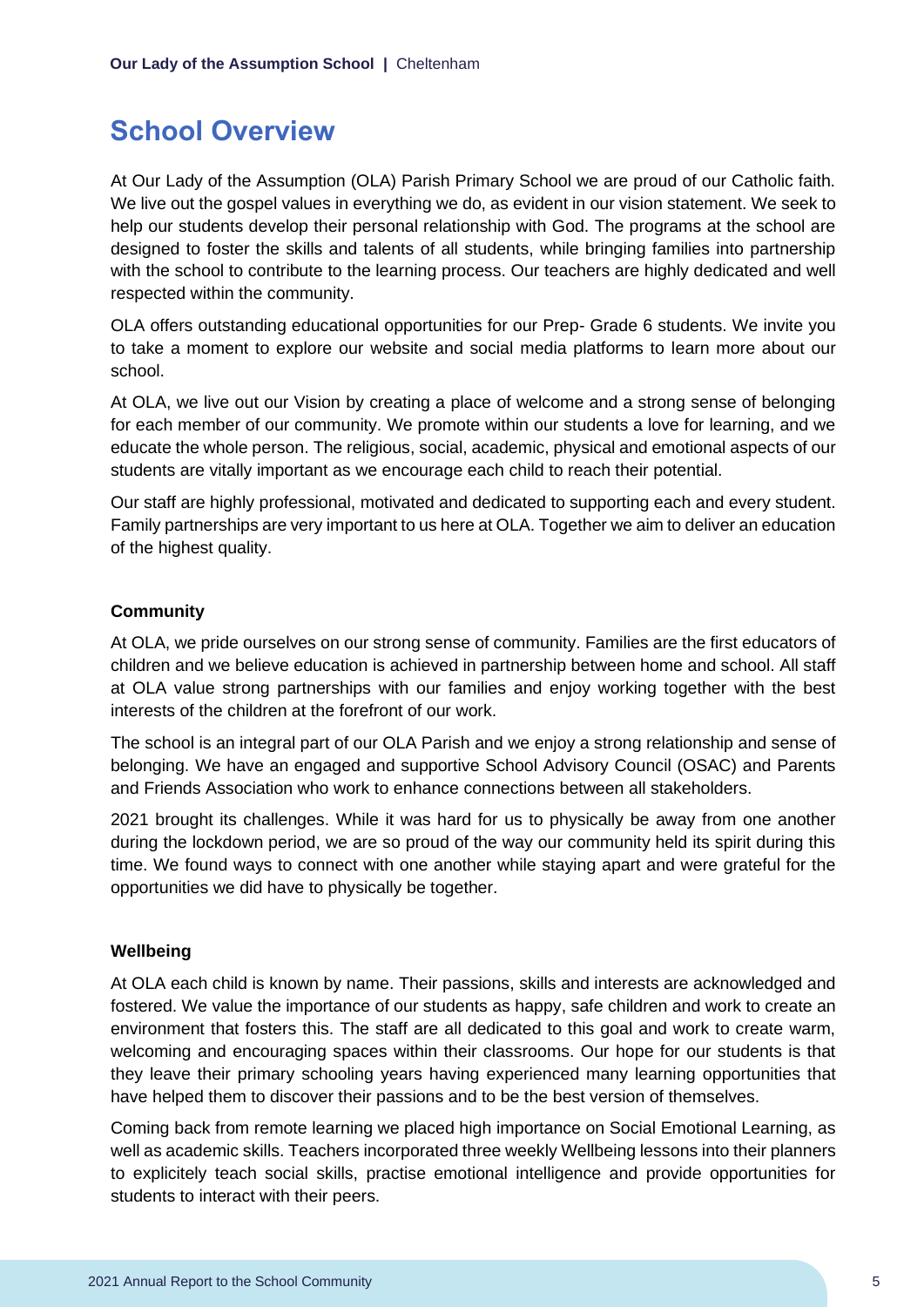# School Overview

At Our Lady of the Assumption (OLA) Parish Primary School we are proud of our Catholic faith. We live out the gospel values in everything we do, as evident in our vision statement. We seek to help our students develop their personal relationship with God. The programs at the school are designed to foster the skills and talents of all students, while bringing families into partnership with the school to contribute to the learning process. Our teachers are highly dedicated and well respected within the community.

OLA offers outstanding educational opportunities for our Prep- Grade 6 students. We invite you to take a moment to explore our website and social media platforms to learn more about our school.

At OLA, we live out our Vision by creating a place of welcome and a strong sense of belonging for each member of our community. We promote within our students a love for learning, and we educate the whole person. The religious, social, academic, physical and emotional aspects of our students are vitally important as we encourage each child to reach their potential.

Our staff are highly professional, motivated and dedicated to supporting each and every student. Family partnerships are very important to us here at OLA. Together we aim to deliver an education of the highest quality.

**Community**

At OLA, we pride ourselves on our strong sense of community. Families are the first educators of children and we believe education is achieved in partnership between home and school. All staff at OLA value strong partnerships with our families and enjoy working together with the best interests of the children at the forefront of our work.

The school is an integral part of our OLA Parish and we enjoy a strong relationship and sense of belonging. We have an engaged and supportive School Advisory Council (OSAC) and Parents and Friends Association who work to enhance connections between all stakeholders.

2021 brought its challenges. While it was hard for us to physically be away from one another during the lockdown period, we are so proud of the way our community held its spirit during this time. We found ways to connect with one another while staying apart and were grateful for the opportunities we did have to physically be together.

**Wellbeing**

At OLA each child is known by name. Their passions, skills and interests are acknowledged and fostered. We value the importance of our students as happy, safe children and work to create an environment that fosters this. The staff are all dedicated to this goal and work to create warm, welcoming and encouraging spaces within their classrooms. Our hope for our students is that they leave their primary schooling years having experienced many learning opportunities that have helped them to discover their passions and to be the best version of themselves.

Coming back from remote learning we placed high importance on Social Emotional Learning, as well as academic skills. Teachers incorporated three weekly Wellbeing lessons into their planners to explicitely teach social skills, practise emotional intelligence and provide opportunities for students to interact with their peers.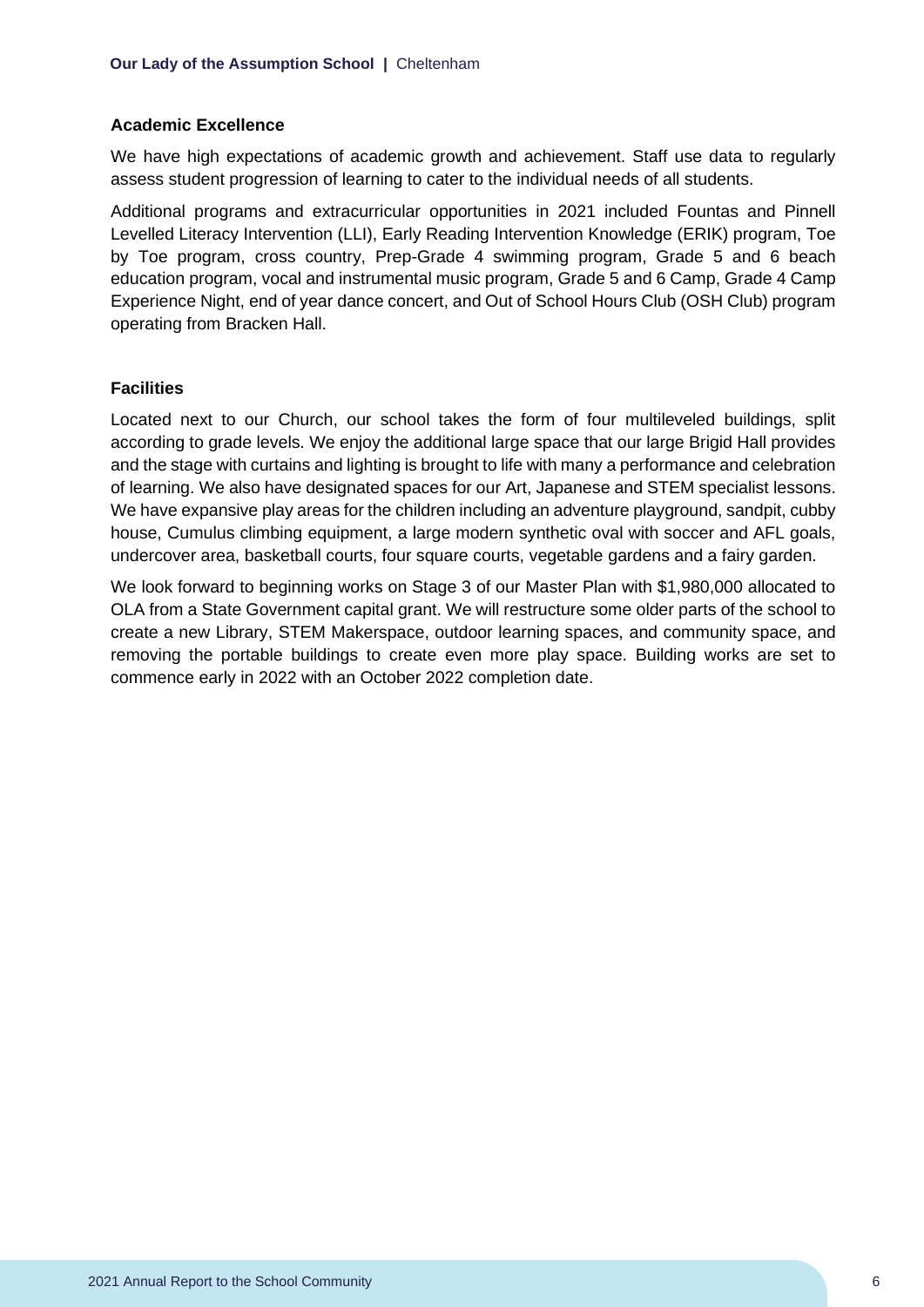### Academic Excellence

We have high expectations of academic growth and achievement. Staff use data to regularly assess student progression of learning to cater to the individual needs of all students.

Additional programs and extracurricular opportunities in 2021 included Fountas and Pinnell Levelled Literacy Intervention (LLI), Early Reading Intervention Knowledge (ERIK) program, Toe by Toe program, cross country, Prep-Grade 4 swimming program, Grade 5 and 6 beach education program, vocal and instrumental music program, Grade 5 and 6 Camp, Grade 4 Camp Experience Night, end of year dance concert, and Out of School Hours Club (OSH Club) program operating from Bracken Hall.

### Facilities

Located next to our Church, our school takes the form of four multileveled buildings, split according to grade levels. We enjoy the additional large space that our large Brigid Hall provides and the stage with curtains and lighting is brought to life with many a performance and celebration of learning. We also have designated spaces for our Art, Japanese and STEM specialist lessons. We have expansive play areas for the children including an adventure playground, sandpit, cubby house, Cumulus climbing equipment, a large modern synthetic oval with soccer and AFL goals, undercover area, basketball courts, four square courts, vegetable gardens and a fairy garden.

We look forward to beginning works on Stage 3 of our Master Plan with $1,980,000 allocated to OLA from a State Government capital grant. We will restructure some older parts of the school to create a new Library, STEM Makerspace, outdoor learning spaces, and community space, and removing the portable buildings to create even more play space. Building works are set to commence early in 2022 with an October 2022 completion date.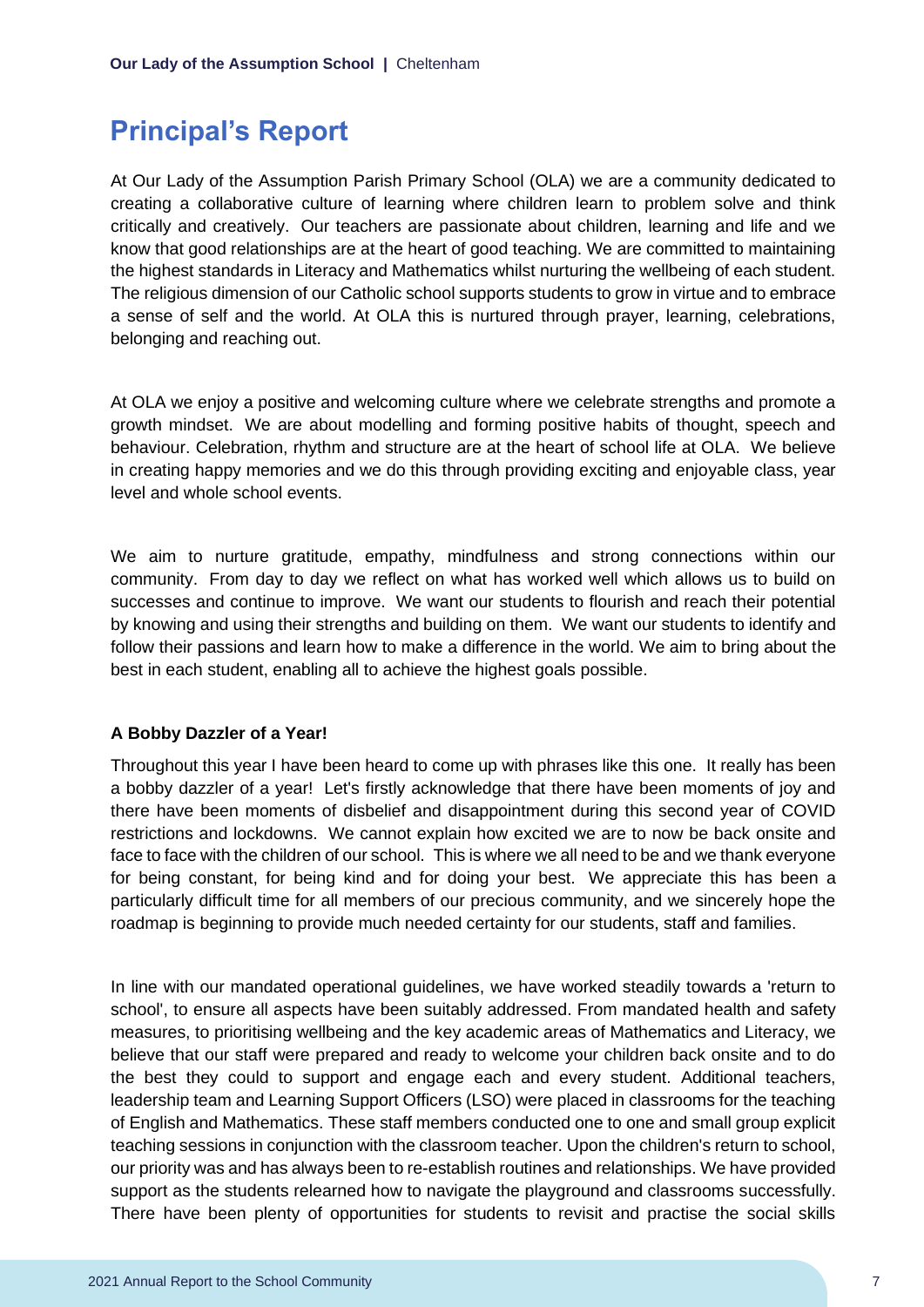# Principal's Report

At Our Lady of the Assumption Parish Primary School (OLA) we are a community dedicated to creating a collaborative culture of learning where children learn to problem solve and think critically and creatively. Our teachers are passionate about children, learning and life and we know that good relationships are at the heart of good teaching. We are committed to maintaining the highest standards in Literacy and Mathematics whilst nurturing the wellbeing of each student. The religious dimension of our Catholic school supports students to grow in virtue and to embrace a sense of self and the world. At OLA this is nurtured through prayer, learning, celebrations, belonging and reaching out.

At OLA we enjoy a positive and welcoming culture where we celebrate strengths and promote a growth mindset. We are about modelling and forming positive habits of thought, speech and behaviour. Celebration, rhythm and structure are at the heart of school life at OLA. We believe in creating happy memories and we do this through providing exciting and enjoyable class, year level and whole school events.

We aim to nurture gratitude, empathy, mindfulness and strong connections within our community. From day to day we reflect on what has worked well which allows us to build on successes and continue to improve. We want our students to flourish and reach their potential by knowing and using their strengths and building on them. We want our students to identify and follow their passions and learn how to make a difference in the world. We aim to bring about the best in each student, enabling all to achieve the highest goals possible.

**A Bobby Dazzler of a Year!**

Throughout this year I have been heard to come up with phrases like this one. It really has been a bobby dazzler of a year! Let's firstly acknowledge that there have been moments of joy and there have been moments of disbelief and disappointment during this second year of COVID restrictions and lockdowns. We cannot explain how excited we are to now be back onsite and face to face with the children of our school. This is where we all need to be and we thank everyone for being constant, for being kind and for doing your best. We appreciate this has been a particularly difficult time for all members of our precious community, and we sincerely hope the roadmap is beginning to provide much needed certainty for our students, staff and families.

In line with our mandated operational guidelines, we have worked steadily towards a 'return to school', to ensure all aspects have been suitably addressed. From mandated health and safety measures, to prioritising wellbeing and the key academic areas of Mathematics and Literacy, we believe that our staff were prepared and ready to welcome your children back onsite and to do the best they could to support and engage each and every student. Additional teachers, leadership team and Learning Support Officers (LSO) were placed in classrooms for the teaching of English and Mathematics. These staff members conducted one to one and small group explicit teaching sessions in conjunction with the classroom teacher. Upon the children's return to school, our priority was and has always been to re-establish routines and relationships. We have provided support as the students relearned how to navigate the playground and classrooms successfully. There have been plenty of opportunities for students to revisit and practise the social skills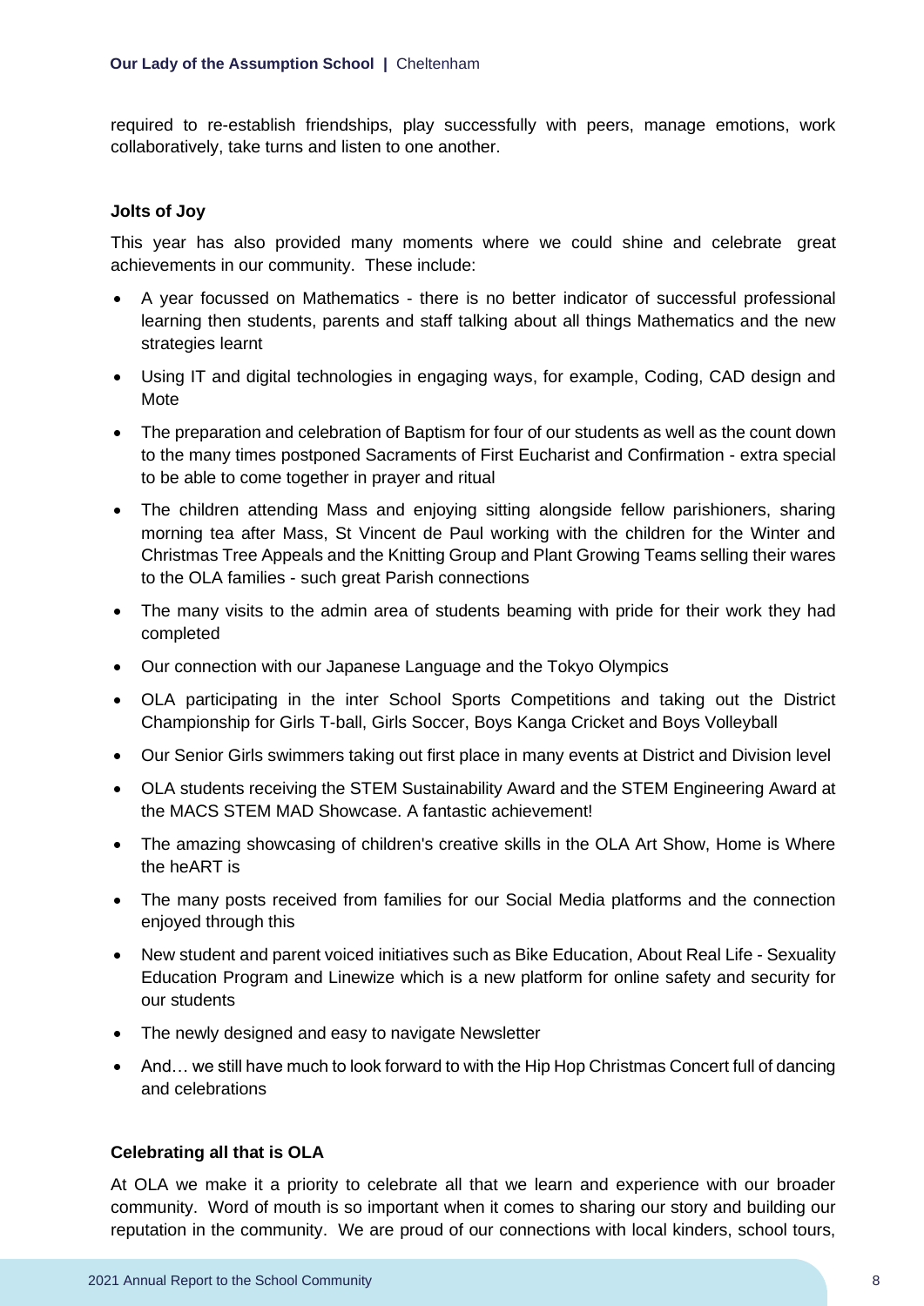required to re-establish friendships, play successfully with peers, manage emotions, work collaboratively, take turns and listen to one another.

**Jolts of Joy**

This year has also provided many moments where we could shine and celebrate great achievements in our community. These include:

- A year focussed on Mathematics - there is no better indicator of successful professional learning then students, parents and staff talking about all things Mathematics and the new strategies learnt
- Using IT and digital technologies in engaging ways, for example, Coding, CAD design and Mote
- The preparation and celebration of Baptism for four of our students as well as the count down to the many times postponed Sacraments of First Eucharist and Confirmation - extra special to be able to come together in prayer and ritual
- The children attending Mass and enjoying sitting alongside fellow parishioners, sharing morning tea after Mass, St Vincent de Paul working with the children for the Winter and Christmas Tree Appeals and the Knitting Group and Plant Growing Teams selling their wares to the OLA families - such great Parish connections
- The many visits to the admin area of students beaming with pride for their work they had completed
- Our connection with our Japanese Language and the Tokyo Olympics
- OLA participating in the inter School Sports Competitions and taking out the District Championship for Girls T-ball, Girls Soccer, Boys Kanga Cricket and Boys Volleyball
- Our Senior Girls swimmers taking out first place in many events at District and Division level
- OLA students receiving the STEM Sustainability Award and the STEM Engineering Award at the MACS STEM MAD Showcase. A fantastic achievement!
- The amazing showcasing of children's creative skills in the OLA Art Show, Home is Where the heART is
- The many posts received from families for our Social Media platforms and the connection enjoyed through this
- New student and parent voiced initiatives such as Bike Education, About Real Life - Sexuality Education Program and Linewize which is a new platform for online safety and security for our students
- The newly designed and easy to navigate Newsletter
- And… we still have much to look forward to with the Hip Hop Christmas Concert full of dancing and celebrations

**Celebrating all that is OLA**

At OLA we make it a priority to celebrate all that we learn and experience with our broader community. Word of mouth is so important when it comes to sharing our story and building our reputation in the community. We are proud of our connections with local kinders, school tours,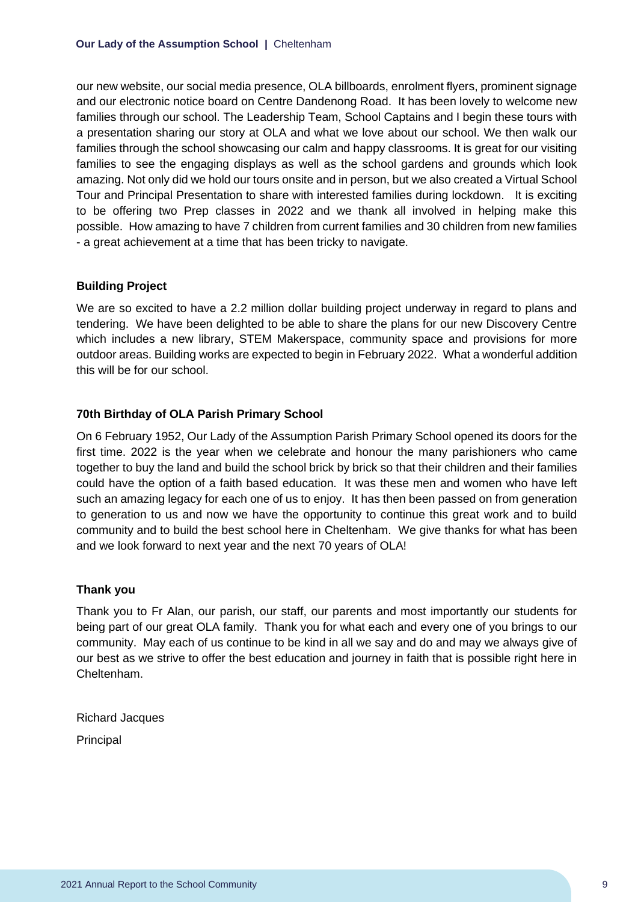our new website, our social media presence, OLA billboards, enrolment flyers, prominent signage and our electronic notice board on Centre Dandenong Road. It has been lovely to welcome new families through our school. The Leadership Team, School Captains and I begin these tours with a presentation sharing our story at OLA and what we love about our school. We then walk our families through the school showcasing our calm and happy classrooms. It is great for our visiting families to see the engaging displays as well as the school gardens and grounds which look amazing. Not only did we hold our tours onsite and in person, but we also created a Virtual School Tour and Principal Presentation to share with interested families during lockdown. It is exciting to be offering two Prep classes in 2022 and we thank all involved in helping make this possible. How amazing to have 7 children from current families and 30 children from new families - a great achievement at a time that has been tricky to navigate.

**Building Project**

We are so excited to have a 2.2 million dollar building project underway in regard to plans and tendering. We have been delighted to be able to share the plans for our new Discovery Centre which includes a new library, STEM Makerspace, community space and provisions for more outdoor areas. Building works are expected to begin in February 2022. What a wonderful addition this will be for our school.

**70th Birthday of OLA Parish Primary School**

On 6 February 1952, Our Lady of the Assumption Parish Primary School opened its doors for the first time. 2022 is the year when we celebrate and honour the many parishioners who came together to buy the land and build the school brick by brick so that their children and their families could have the option of a faith based education. It was these men and women who have left such an amazing legacy for each one of us to enjoy. It has then been passed on from generation to generation to us and now we have the opportunity to continue this great work and to build community and to build the best school here in Cheltenham. We give thanks for what has been and we look forward to next year and the next 70 years of OLA!

**Thank you**

Thank you to Fr Alan, our parish, our staff, our parents and most importantly our students for being part of our great OLA family. Thank you for what each and every one of you brings to our community. May each of us continue to be kind in all we say and do and may we always give of our best as we strive to offer the best education and journey in faith that is possible right here in Cheltenham.

Richard Jacques

Principal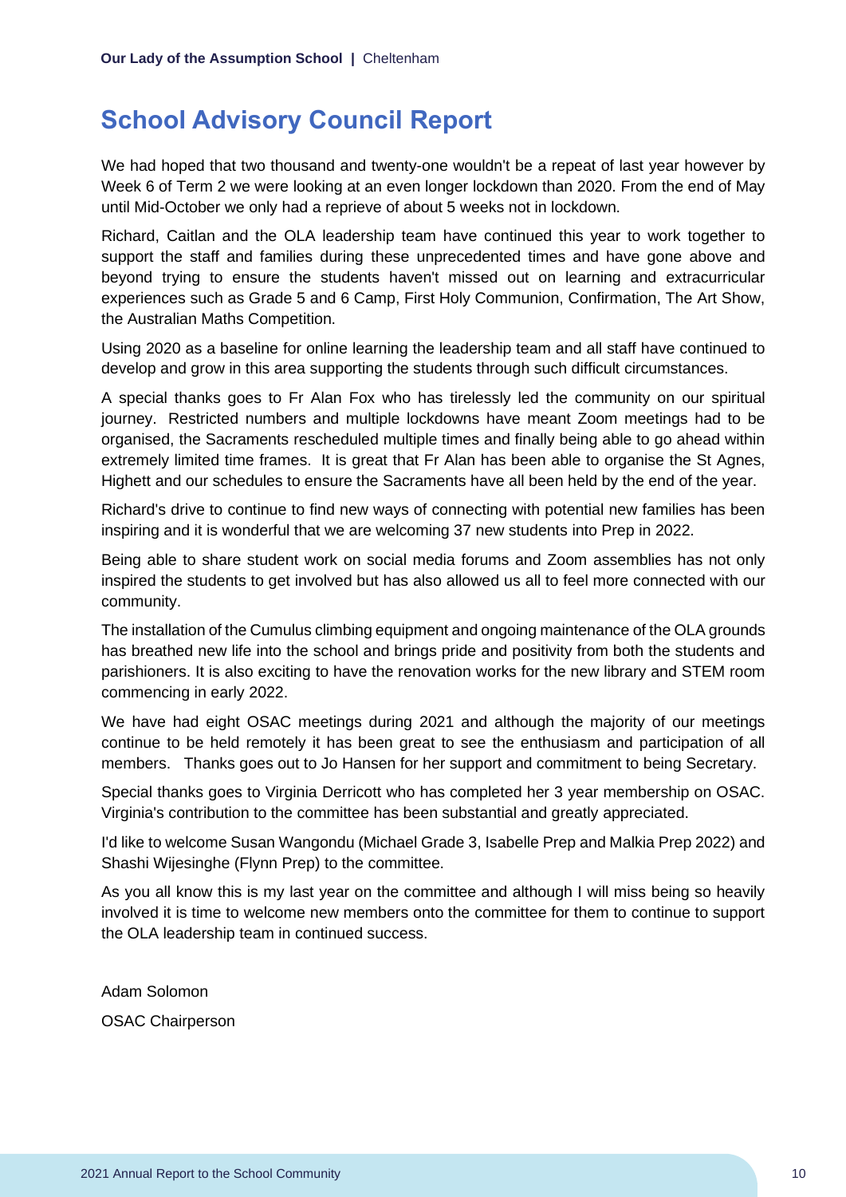# School Advisory Council Report

We had hoped that two thousand and twenty-one wouldn't be a repeat of last year however by Week 6 of Term 2 we were looking at an even longer lockdown than 2020. From the end of May until Mid-October we only had a reprieve of about 5 weeks not in lockdown.

Richard, Caitlan and the OLA leadership team have continued this year to work together to support the staff and families during these unprecedented times and have gone above and beyond trying to ensure the students haven't missed out on learning and extracurricular experiences such as Grade 5 and 6 Camp, First Holy Communion, Confirmation, The Art Show, the Australian Maths Competition.

Using 2020 as a baseline for online learning the leadership team and all staff have continued to develop and grow in this area supporting the students through such difficult circumstances.

A special thanks goes to Fr Alan Fox who has tirelessly led the community on our spiritual journey. Restricted numbers and multiple lockdowns have meant Zoom meetings had to be organised, the Sacraments rescheduled multiple times and finally being able to go ahead within extremely limited time frames. It is great that Fr Alan has been able to organise the St Agnes, Highett and our schedules to ensure the Sacraments have all been held by the end of the year.

Richard's drive to continue to find new ways of connecting with potential new families has been inspiring and it is wonderful that we are welcoming 37 new students into Prep in 2022.

Being able to share student work on social media forums and Zoom assemblies has not only inspired the students to get involved but has also allowed us all to feel more connected with our community.

The installation of the Cumulus climbing equipment and ongoing maintenance of the OLA grounds has breathed new life into the school and brings pride and positivity from both the students and parishioners. It is also exciting to have the renovation works for the new library and STEM room commencing in early 2022.

We have had eight OSAC meetings during 2021 and although the majority of our meetings continue to be held remotely it has been great to see the enthusiasm and participation of all members. Thanks goes out to Jo Hansen for her support and commitment to being Secretary.

Special thanks goes to Virginia Derricott who has completed her 3 year membership on OSAC. Virginia's contribution to the committee has been substantial and greatly appreciated.

I'd like to welcome Susan Wangondu (Michael Grade 3, Isabelle Prep and Malkia Prep 2022) and Shashi Wijesinghe (Flynn Prep) to the committee.

As you all know this is my last year on the committee and although I will miss being so heavily involved it is time to welcome new members onto the committee for them to continue to support the OLA leadership team in continued success.

Adam Solomon

OSAC Chairperson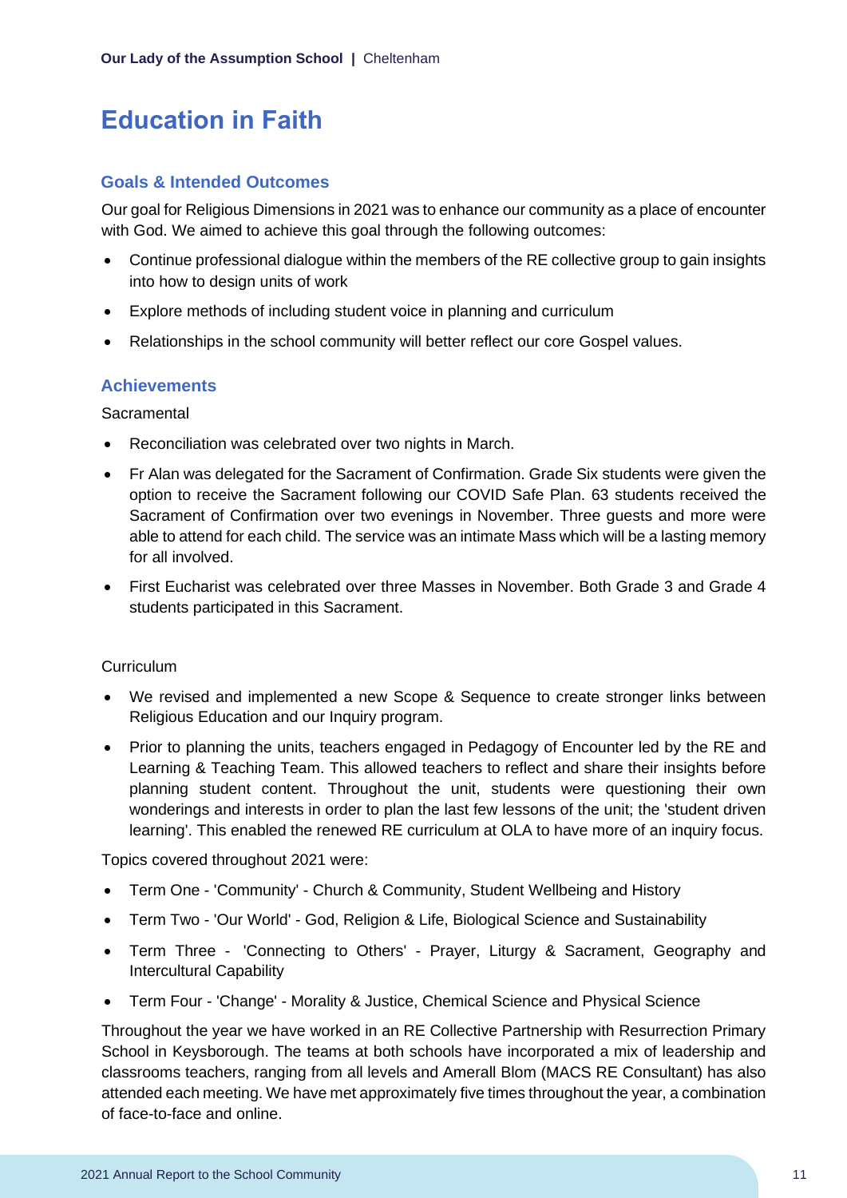# Education in Faith

## Goals & Intended Outcomes

Our goal for Religious Dimensions in 2021 was to enhance our community as a place of encounter with God. We aimed to achieve this goal through the following outcomes:

- Continue professional dialogue within the members of the RE collective group to gain insights into how to design units of work
- Explore methods of including student voice in planning and curriculum
- Relationships in the school community will better reflect our core Gospel values.

## Achievements

Sacramental

- Reconciliation was celebrated over two nights in March.
- Fr Alan was delegated for the Sacrament of Confirmation. Grade Six students were given the option to receive the Sacrament following our COVID Safe Plan. 63 students received the Sacrament of Confirmation over two evenings in November. Three guests and more were able to attend for each child. The service was an intimate Mass which will be a lasting memory for all involved.
- First Eucharist was celebrated over three Masses in November. Both Grade 3 and Grade 4 students participated in this Sacrament.

Curriculum

- We revised and implemented a new Scope & Sequence to create stronger links between Religious Education and our Inquiry program.
- Prior to planning the units, teachers engaged in Pedagogy of Encounter led by the RE and Learning & Teaching Team. This allowed teachers to reflect and share their insights before planning student content. Throughout the unit, students were questioning their own wonderings and interests in order to plan the last few lessons of the unit; the 'student driven learning'. This enabled the renewed RE curriculum at OLA to have more of an inquiry focus.

Topics covered throughout 2021 were:

- Term One - 'Community' - Church & Community, Student Wellbeing and History
- Term Two - 'Our World' - God, Religion & Life, Biological Science and Sustainability
- Term Three - 'Connecting to Others' - Prayer, Liturgy & Sacrament, Geography and Intercultural Capability
- Term Four - 'Change' - Morality & Justice, Chemical Science and Physical Science

Throughout the year we have worked in an RE Collective Partnership with Resurrection Primary School in Keysborough. The teams at both schools have incorporated a mix of leadership and classrooms teachers, ranging from all levels and Amerall Blom (MACS RE Consultant) has also attended each meeting. We have met approximately five times throughout the year, a combination of face-to-face and online.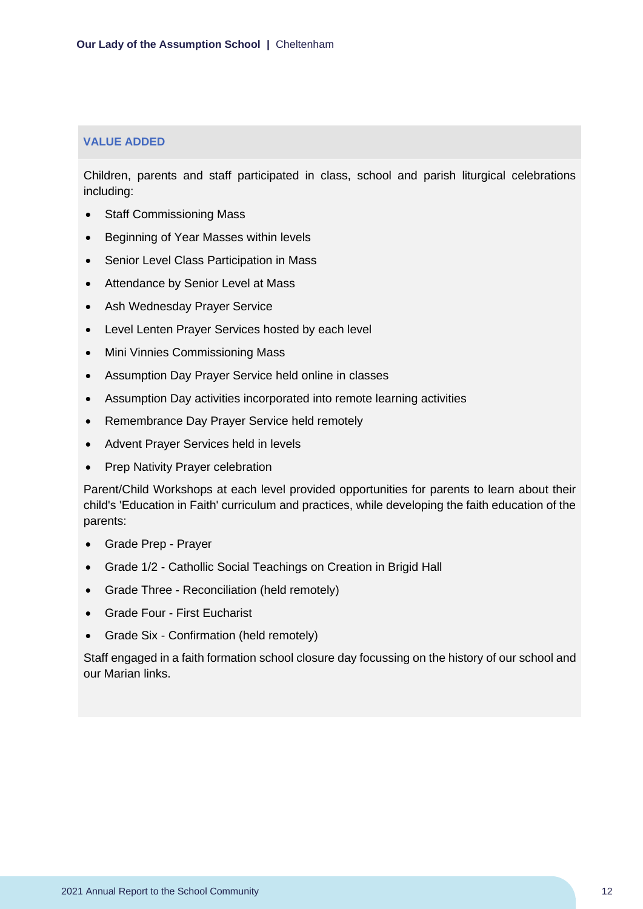## VALUE ADDED

Children, parents and staff participated in class, school and parish liturgical celebrations including:

- Staff Commissioning Mass
- Beginning of Year Masses within levels
- Senior Level Class Participation in Mass
- Attendance by Senior Level at Mass
- Ash Wednesday Prayer Service
- Level Lenten Prayer Services hosted by each level
- Mini Vinnies Commissioning Mass
- Assumption Day Prayer Service held online in classes
- Assumption Day activities incorporated into remote learning activities
- Remembrance Day Prayer Service held remotely
- Advent Prayer Services held in levels
- Prep Nativity Prayer celebration

Parent/Child Workshops at each level provided opportunities for parents to learn about their child's 'Education in Faith' curriculum and practices, while developing the faith education of the parents:

- Grade Prep - Prayer
- Grade 1/2 - Cathollic Social Teachings on Creation in Brigid Hall
- Grade Three - Reconciliation (held remotely)
- Grade Four - First Eucharist
- Grade Six - Confirmation (held remotely)

Staff engaged in a faith formation school closure day focussing on the history of our school and our Marian links.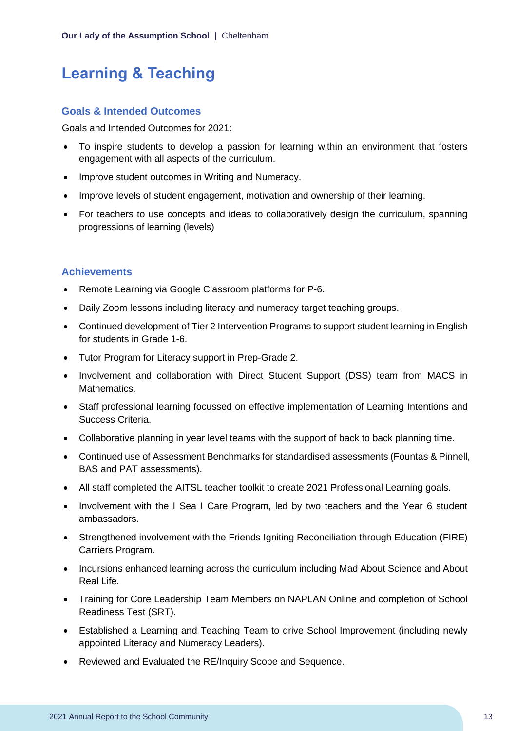# Learning & Teaching

## Goals & Intended Outcomes

Goals and Intended Outcomes for 2021:

- To inspire students to develop a passion for learning within an environment that fosters engagement with all aspects of the curriculum.
- Improve student outcomes in Writing and Numeracy.
- Improve levels of student engagement, motivation and ownership of their learning.
- For teachers to use concepts and ideas to collaboratively design the curriculum, spanning progressions of learning (levels)

## Achievements

- Remote Learning via Google Classroom platforms for P-6.
- Daily Zoom lessons including literacy and numeracy target teaching groups.
- Continued development of Tier 2 Intervention Programs to support student learning in English for students in Grade 1-6.
- Tutor Program for Literacy support in Prep-Grade 2.
- Involvement and collaboration with Direct Student Support (DSS) team from MACS in Mathematics.
- Staff professional learning focussed on effective implementation of Learning Intentions and Success Criteria.
- Collaborative planning in year level teams with the support of back to back planning time.
- Continued use of Assessment Benchmarks for standardised assessments (Fountas & Pinnell, BAS and PAT assessments).
- All staff completed the AITSL teacher toolkit to create 2021 Professional Learning goals.
- Involvement with the I Sea I Care Program, led by two teachers and the Year 6 student ambassadors.
- Strengthened involvement with the Friends Igniting Reconciliation through Education (FIRE) Carriers Program.
- Incursions enhanced learning across the curriculum including Mad About Science and About Real Life.
- Training for Core Leadership Team Members on NAPLAN Online and completion of School Readiness Test (SRT).
- Established a Learning and Teaching Team to drive School Improvement (including newly appointed Literacy and Numeracy Leaders).
- Reviewed and Evaluated the RE/Inquiry Scope and Sequence.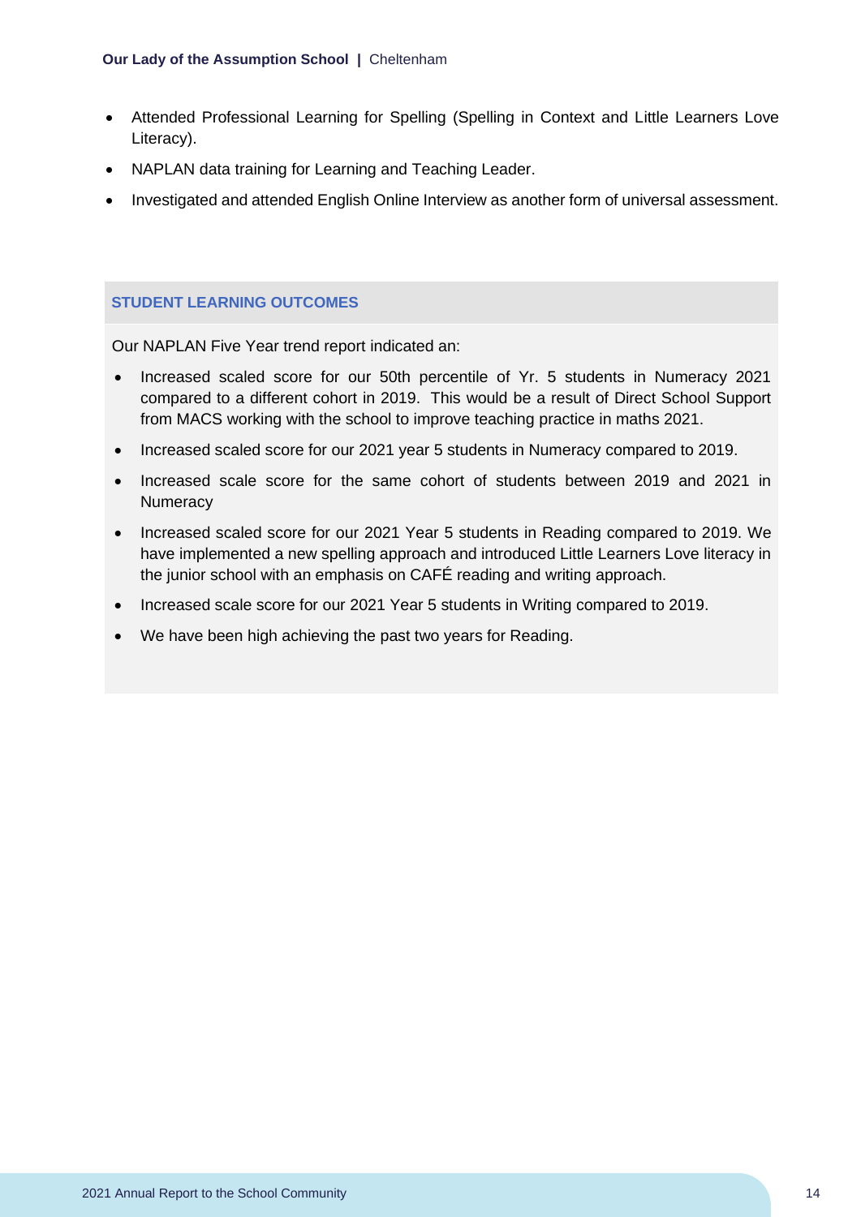- Attended Professional Learning for Spelling (Spelling in Context and Little Learners Love Literacy).
- NAPLAN data training for Learning and Teaching Leader.
- Investigated and attended English Online Interview as another form of universal assessment.

## STUDENT LEARNING OUTCOMES

Our NAPLAN Five Year trend report indicated an:

- Increased scaled score for our 50th percentile of Yr. 5 students in Numeracy 2021 compared to a different cohort in 2019. This would be a result of Direct School Support from MACS working with the school to improve teaching practice in maths 2021.
- Increased scaled score for our 2021 year 5 students in Numeracy compared to 2019.
- Increased scale score for the same cohort of students between 2019 and 2021 in Numeracy
- Increased scaled score for our 2021 Year 5 students in Reading compared to 2019. We have implemented a new spelling approach and introduced Little Learners Love literacy in the junior school with an emphasis on CAFÉ reading and writing approach.
- Increased scale score for our 2021 Year 5 students in Writing compared to 2019.
- We have been high achieving the past two years for Reading.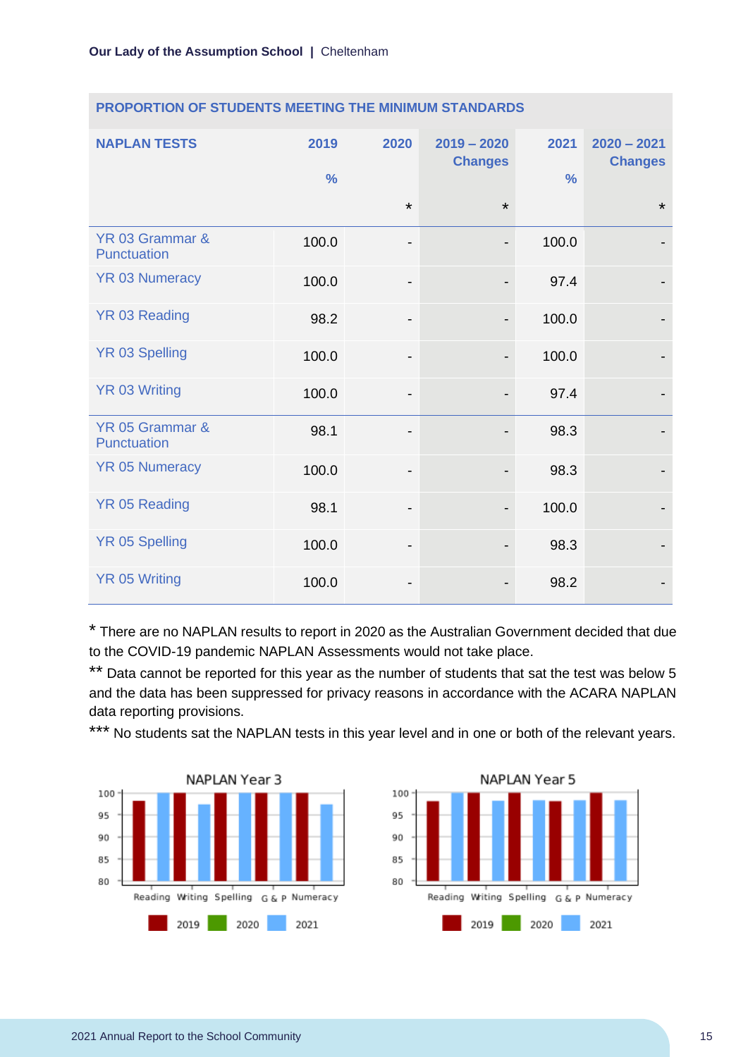| PROPORTION OF STUDENTS MEETING THE MINIMUM STANDARDS | | | | | |
|---|---|---|---|---|---|
| **NAPLAN TESTS** | **2019 %** | **2020 *** | **2019 – 2020 Changes *** | **2021 %** | **2020 – 2021 Changes *** |
| YR 03 Grammar & Punctuation | 100.0 | - | - | 100.0 | - |
| YR 03 Numeracy | 100.0 | - | - | 97.4 | - |
| YR 03 Reading | 98.2 | - | - | 100.0 | - |
| YR 03 Spelling | 100.0 | - | - | 100.0 | - |
| YR 03 Writing | 100.0 | - | - | 97.4 | - |
| YR 05 Grammar & Punctuation | 98.1 | - | - | 98.3 | - |
| YR 05 Numeracy | 100.0 | - | - | 98.3 | - |
| YR 05 Reading | 98.1 | - | - | 100.0 | - |
| YR 05 Spelling | 100.0 | - | - | 98.3 | - |
| YR 05 Writing | 100.0 | - | - | 98.2 | - |

* There are no NAPLAN results to report in 2020 as the Australian Government decided that due to the COVID-19 pandemic NAPLAN Assessments would not take place.

** Data cannot be reported for this year as the number of students that sat the test was below 5 and the data has been suppressed for privacy reasons in accordance with the ACARA NAPLAN data reporting provisions.

*** No students sat the NAPLAN tests in this year level and in one or both of the relevant years.

NAPLAN Year 3

NAPLAN Year 5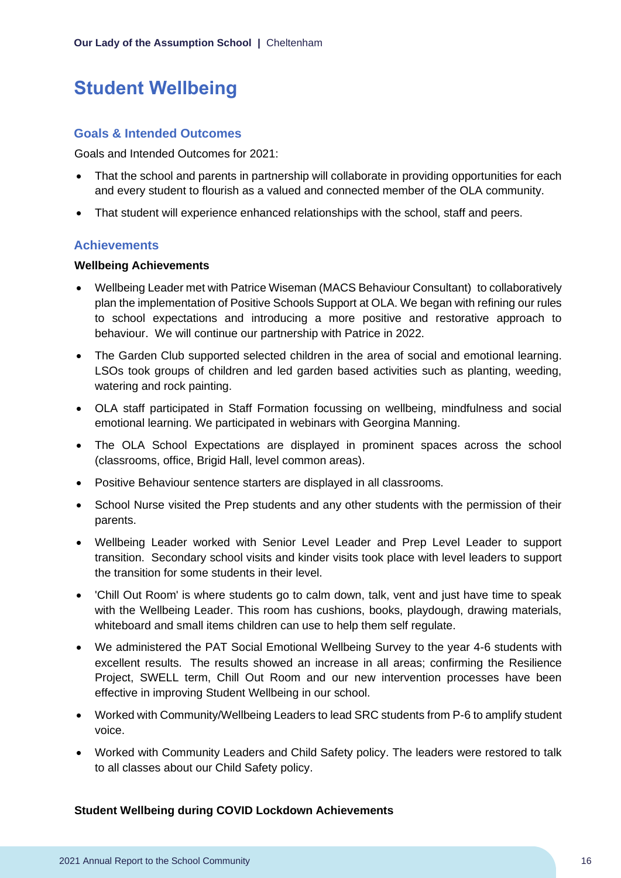# Student Wellbeing

## Goals & Intended Outcomes

Goals and Intended Outcomes for 2021:

- That the school and parents in partnership will collaborate in providing opportunities for each and every student to flourish as a valued and connected member of the OLA community.
- That student will experience enhanced relationships with the school, staff and peers.

## Achievements

**Wellbeing Achievements**

- Wellbeing Leader met with Patrice Wiseman (MACS Behaviour Consultant) to collaboratively plan the implementation of Positive Schools Support at OLA. We began with refining our rules to school expectations and introducing a more positive and restorative approach to behaviour. We will continue our partnership with Patrice in 2022.
- The Garden Club supported selected children in the area of social and emotional learning. LSOs took groups of children and led garden based activities such as planting, weeding, watering and rock painting.
- OLA staff participated in Staff Formation focussing on wellbeing, mindfulness and social emotional learning. We participated in webinars with Georgina Manning.
- The OLA School Expectations are displayed in prominent spaces across the school (classrooms, office, Brigid Hall, level common areas).
- Positive Behaviour sentence starters are displayed in all classrooms.
- School Nurse visited the Prep students and any other students with the permission of their parents.
- Wellbeing Leader worked with Senior Level Leader and Prep Level Leader to support transition. Secondary school visits and kinder visits took place with level leaders to support the transition for some students in their level.
- 'Chill Out Room' is where students go to calm down, talk, vent and just have time to speak with the Wellbeing Leader. This room has cushions, books, playdough, drawing materials, whiteboard and small items children can use to help them self regulate.
- We administered the PAT Social Emotional Wellbeing Survey to the year 4-6 students with excellent results. The results showed an increase in all areas; confirming the Resilience Project, SWELL term, Chill Out Room and our new intervention processes have been effective in improving Student Wellbeing in our school.
- Worked with Community/Wellbeing Leaders to lead SRC students from P-6 to amplify student voice.
- Worked with Community Leaders and Child Safety policy. The leaders were restored to talk to all classes about our Child Safety policy.

**Student Wellbeing during COVID Lockdown Achievements**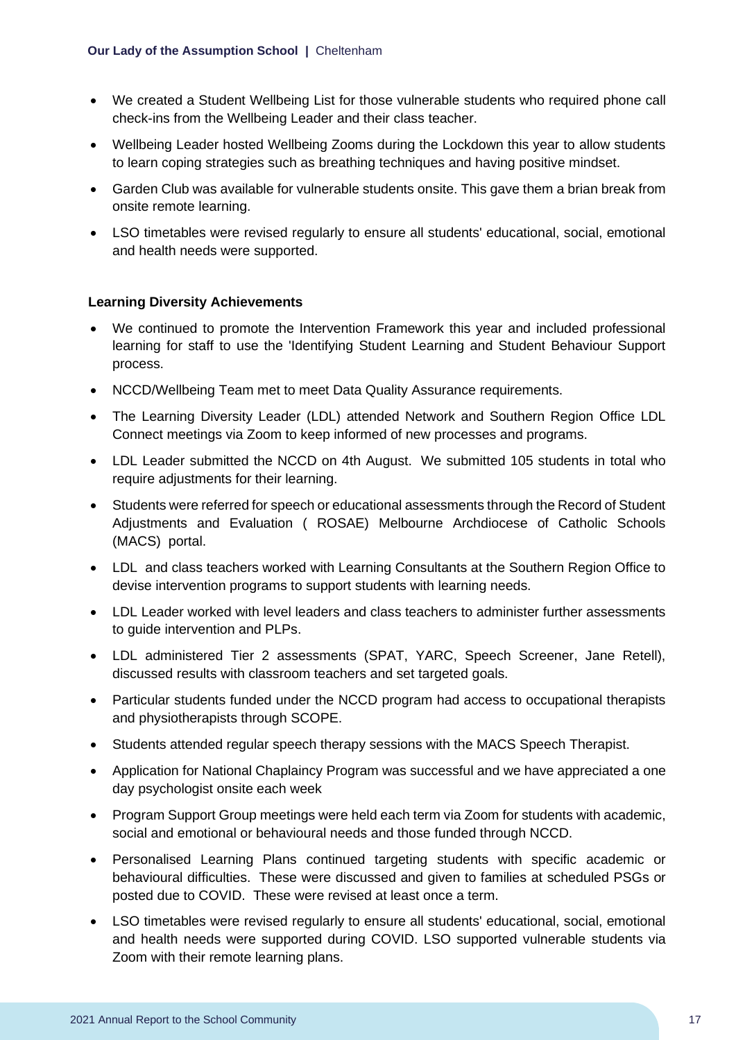- We created a Student Wellbeing List for those vulnerable students who required phone call check-ins from the Wellbeing Leader and their class teacher.
- Wellbeing Leader hosted Wellbeing Zooms during the Lockdown this year to allow students to learn coping strategies such as breathing techniques and having positive mindset.
- Garden Club was available for vulnerable students onsite. This gave them a brian break from onsite remote learning.
- LSO timetables were revised regularly to ensure all students' educational, social, emotional and health needs were supported.

**Learning Diversity Achievements**

- We continued to promote the Intervention Framework this year and included professional learning for staff to use the 'Identifying Student Learning and Student Behaviour Support process.
- NCCD/Wellbeing Team met to meet Data Quality Assurance requirements.
- The Learning Diversity Leader (LDL) attended Network and Southern Region Office LDL Connect meetings via Zoom to keep informed of new processes and programs.
- LDL Leader submitted the NCCD on 4th August. We submitted 105 students in total who require adjustments for their learning.
- Students were referred for speech or educational assessments through the Record of Student Adjustments and Evaluation ( ROSAE) Melbourne Archdiocese of Catholic Schools (MACS) portal.
- LDL and class teachers worked with Learning Consultants at the Southern Region Office to devise intervention programs to support students with learning needs.
- LDL Leader worked with level leaders and class teachers to administer further assessments to guide intervention and PLPs.
- LDL administered Tier 2 assessments (SPAT, YARC, Speech Screener, Jane Retell), discussed results with classroom teachers and set targeted goals.
- Particular students funded under the NCCD program had access to occupational therapists and physiotherapists through SCOPE.
- Students attended regular speech therapy sessions with the MACS Speech Therapist.
- Application for National Chaplaincy Program was successful and we have appreciated a one day psychologist onsite each week
- Program Support Group meetings were held each term via Zoom for students with academic, social and emotional or behavioural needs and those funded through NCCD.
- Personalised Learning Plans continued targeting students with specific academic or behavioural difficulties. These were discussed and given to families at scheduled PSGs or posted due to COVID. These were revised at least once a term.
- LSO timetables were revised regularly to ensure all students' educational, social, emotional and health needs were supported during COVID. LSO supported vulnerable students via Zoom with their remote learning plans.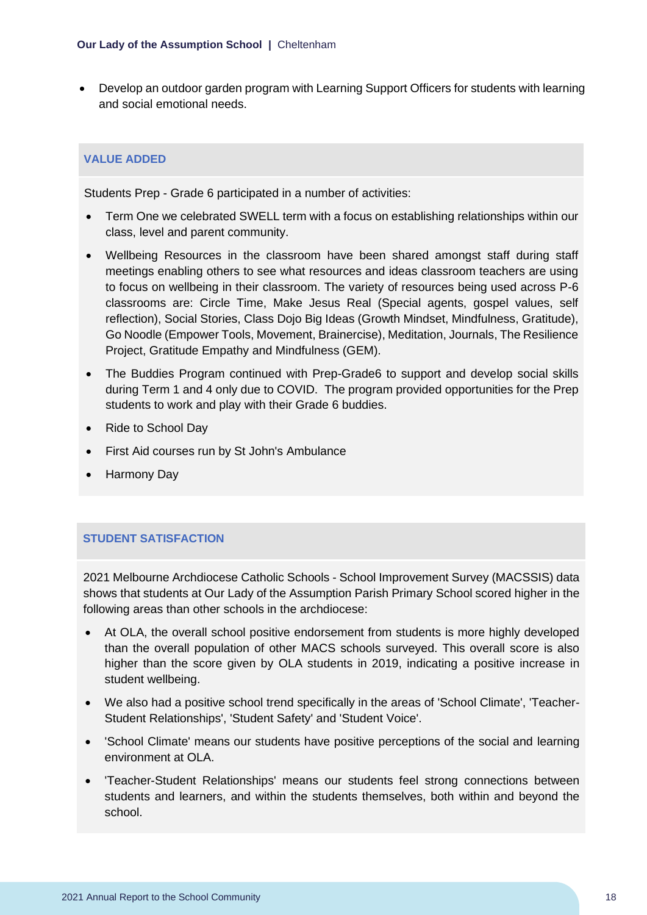- Develop an outdoor garden program with Learning Support Officers for students with learning and social emotional needs.

## VALUE ADDED

Students Prep - Grade 6 participated in a number of activities:

- Term One we celebrated SWELL term with a focus on establishing relationships within our class, level and parent community.
- Wellbeing Resources in the classroom have been shared amongst staff during staff meetings enabling others to see what resources and ideas classroom teachers are using to focus on wellbeing in their classroom. The variety of resources being used across P-6 classrooms are: Circle Time, Make Jesus Real (Special agents, gospel values, self reflection), Social Stories, Class Dojo Big Ideas (Growth Mindset, Mindfulness, Gratitude), Go Noodle (Empower Tools, Movement, Brainercise), Meditation, Journals, The Resilience Project, Gratitude Empathy and Mindfulness (GEM).
- The Buddies Program continued with Prep-Grade6 to support and develop social skills during Term 1 and 4 only due to COVID. The program provided opportunities for the Prep students to work and play with their Grade 6 buddies.
- Ride to School Day
- First Aid courses run by St John's Ambulance
- Harmony Day

## STUDENT SATISFACTION

2021 Melbourne Archdiocese Catholic Schools - School Improvement Survey (MACSSIS) data shows that students at Our Lady of the Assumption Parish Primary School scored higher in the following areas than other schools in the archdiocese:

- At OLA, the overall school positive endorsement from students is more highly developed than the overall population of other MACS schools surveyed. This overall score is also higher than the score given by OLA students in 2019, indicating a positive increase in student wellbeing.
- We also had a positive school trend specifically in the areas of 'School Climate', 'Teacher-Student Relationships', 'Student Safety' and 'Student Voice'.
- 'School Climate' means our students have positive perceptions of the social and learning environment at OLA.
- 'Teacher-Student Relationships' means our students feel strong connections between students and learners, and within the students themselves, both within and beyond the school.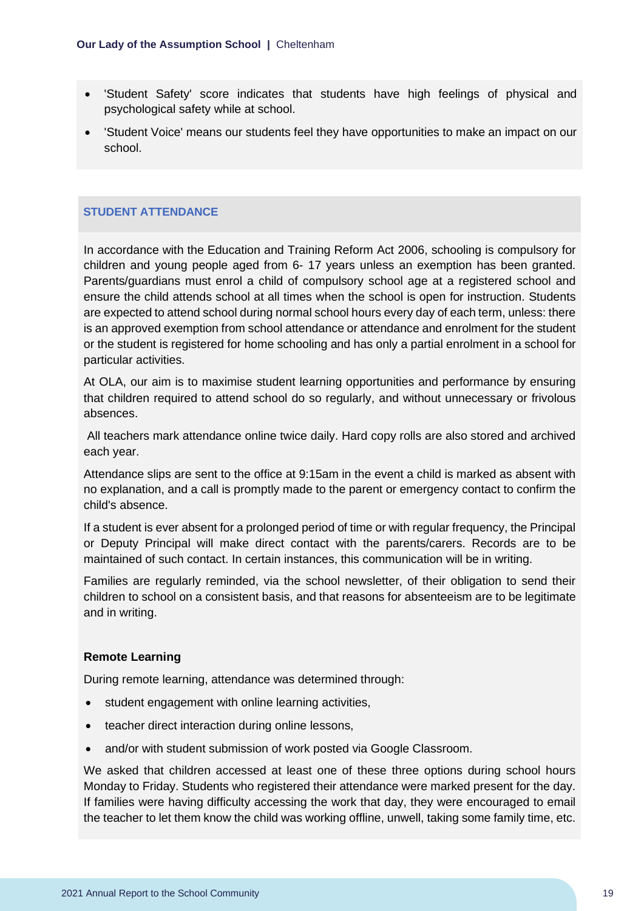- 'Student Safety' score indicates that students have high feelings of physical and psychological safety while at school.
- 'Student Voice' means our students feel they have opportunities to make an impact on our school.

## STUDENT ATTENDANCE

In accordance with the Education and Training Reform Act 2006, schooling is compulsory for children and young people aged from 6- 17 years unless an exemption has been granted. Parents/guardians must enrol a child of compulsory school age at a registered school and ensure the child attends school at all times when the school is open for instruction. Students are expected to attend school during normal school hours every day of each term, unless: there is an approved exemption from school attendance or attendance and enrolment for the student or the student is registered for home schooling and has only a partial enrolment in a school for particular activities.

At OLA, our aim is to maximise student learning opportunities and performance by ensuring that children required to attend school do so regularly, and without unnecessary or frivolous absences.

All teachers mark attendance online twice daily. Hard copy rolls are also stored and archived each year.

Attendance slips are sent to the office at 9:15am in the event a child is marked as absent with no explanation, and a call is promptly made to the parent or emergency contact to confirm the child's absence.

If a student is ever absent for a prolonged period of time or with regular frequency, the Principal or Deputy Principal will make direct contact with the parents/carers. Records are to be maintained of such contact. In certain instances, this communication will be in writing.

Families are regularly reminded, via the school newsletter, of their obligation to send their children to school on a consistent basis, and that reasons for absenteeism are to be legitimate and in writing.

**Remote Learning**

During remote learning, attendance was determined through:

- student engagement with online learning activities,
- teacher direct interaction during online lessons,
- and/or with student submission of work posted via Google Classroom.

We asked that children accessed at least one of these three options during school hours Monday to Friday. Students who registered their attendance were marked present for the day. If families were having difficulty accessing the work that day, they were encouraged to email the teacher to let them know the child was working offline, unwell, taking some family time, etc.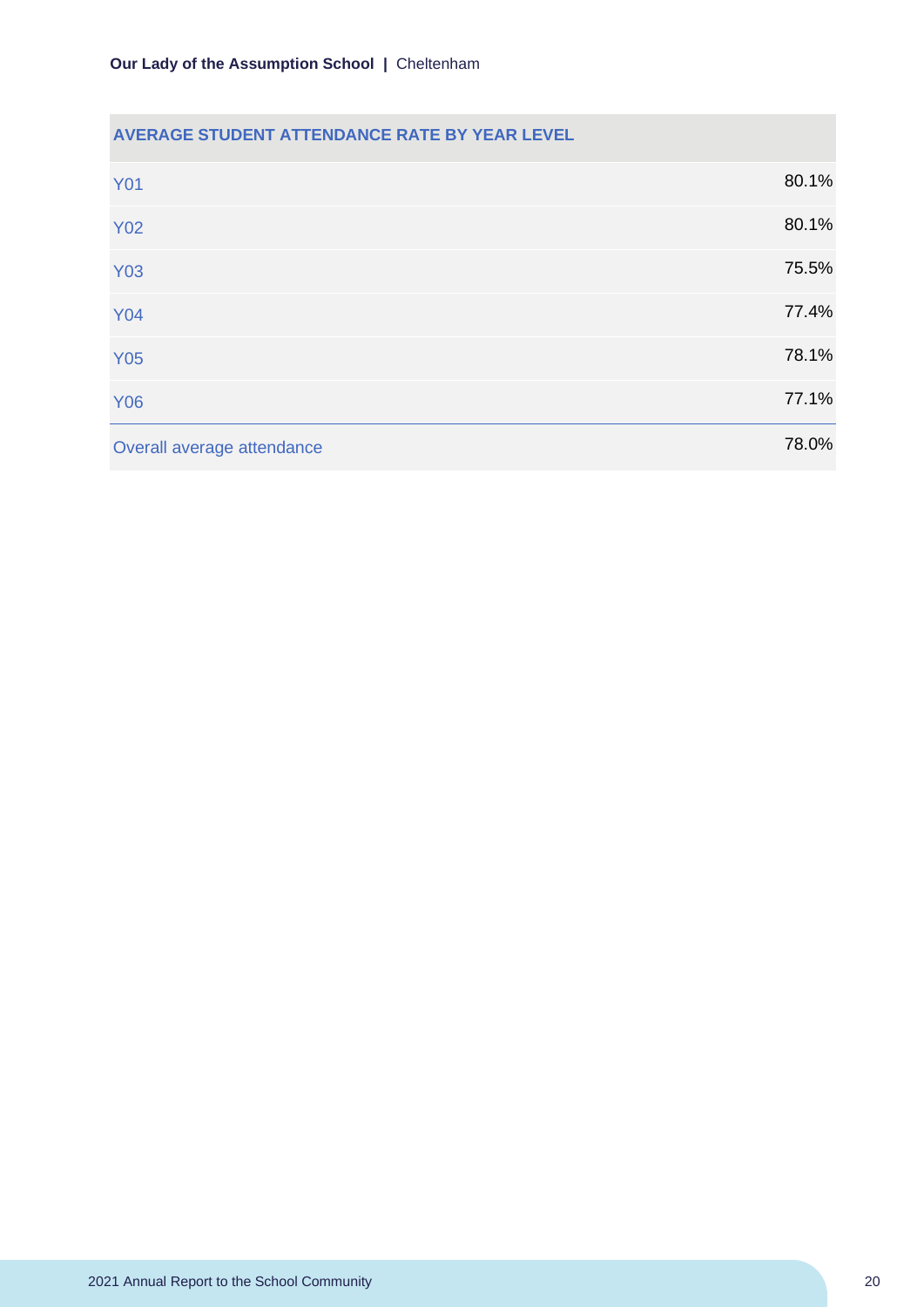| AVERAGE STUDENT ATTENDANCE RATE BY YEAR LEVEL | |
|---|---|
| Y01 | 80.1% |
| Y02 | 80.1% |
| Y03 | 75.5% |
| Y04 | 77.4% |
| Y05 | 78.1% |
| Y06 | 77.1% |
| Overall average attendance | 78.0% |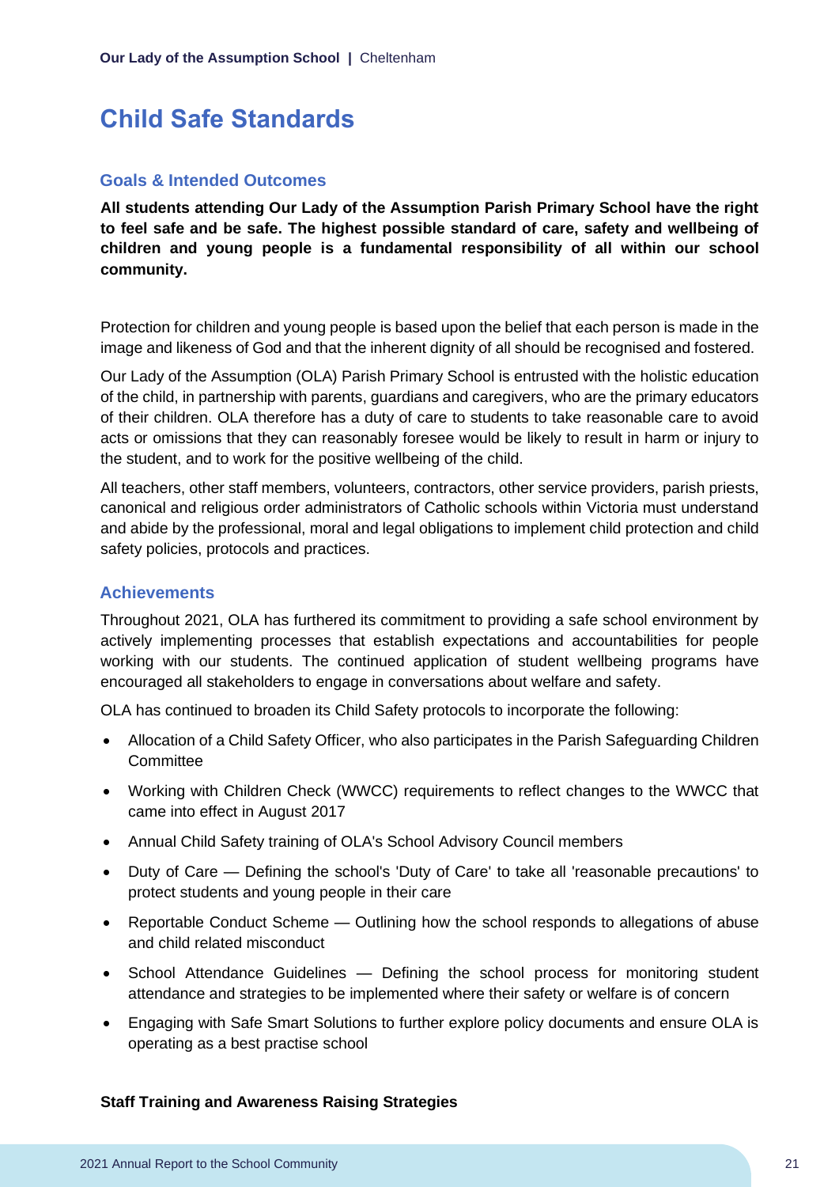# Child Safe Standards

## Goals & Intended Outcomes

**All students attending Our Lady of the Assumption Parish Primary School have the right to feel safe and be safe. The highest possible standard of care, safety and wellbeing of children and young people is a fundamental responsibility of all within our school community.**

Protection for children and young people is based upon the belief that each person is made in the image and likeness of God and that the inherent dignity of all should be recognised and fostered.

Our Lady of the Assumption (OLA) Parish Primary School is entrusted with the holistic education of the child, in partnership with parents, guardians and caregivers, who are the primary educators of their children. OLA therefore has a duty of care to students to take reasonable care to avoid acts or omissions that they can reasonably foresee would be likely to result in harm or injury to the student, and to work for the positive wellbeing of the child.

All teachers, other staff members, volunteers, contractors, other service providers, parish priests, canonical and religious order administrators of Catholic schools within Victoria must understand and abide by the professional, moral and legal obligations to implement child protection and child safety policies, protocols and practices.

## Achievements

Throughout 2021, OLA has furthered its commitment to providing a safe school environment by actively implementing processes that establish expectations and accountabilities for people working with our students. The continued application of student wellbeing programs have encouraged all stakeholders to engage in conversations about welfare and safety.

OLA has continued to broaden its Child Safety protocols to incorporate the following:

- Allocation of a Child Safety Officer, who also participates in the Parish Safeguarding Children Committee
- Working with Children Check (WWCC) requirements to reflect changes to the WWCC that came into effect in August 2017
- Annual Child Safety training of OLA's School Advisory Council members
- Duty of Care — Defining the school's 'Duty of Care' to take all 'reasonable precautions' to protect students and young people in their care
- Reportable Conduct Scheme — Outlining how the school responds to allegations of abuse and child related misconduct
- School Attendance Guidelines — Defining the school process for monitoring student attendance and strategies to be implemented where their safety or welfare is of concern
- Engaging with Safe Smart Solutions to further explore policy documents and ensure OLA is operating as a best practise school

**Staff Training and Awareness Raising Strategies**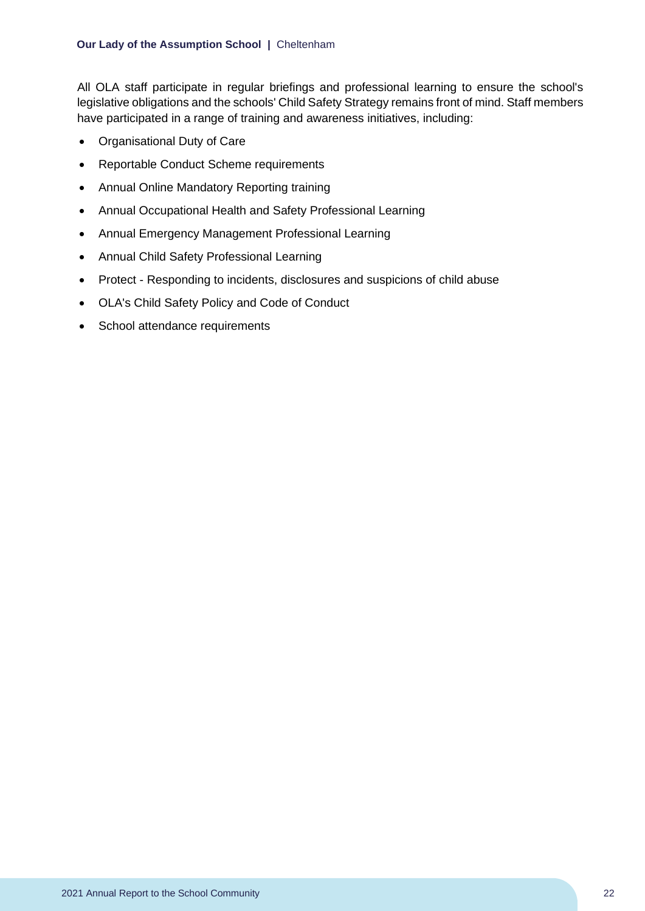All OLA staff participate in regular briefings and professional learning to ensure the school's legislative obligations and the schools' Child Safety Strategy remains front of mind. Staff members have participated in a range of training and awareness initiatives, including:

- Organisational Duty of Care
- Reportable Conduct Scheme requirements
- Annual Online Mandatory Reporting training
- Annual Occupational Health and Safety Professional Learning
- Annual Emergency Management Professional Learning
- Annual Child Safety Professional Learning
- Protect - Responding to incidents, disclosures and suspicions of child abuse
- OLA's Child Safety Policy and Code of Conduct
- School attendance requirements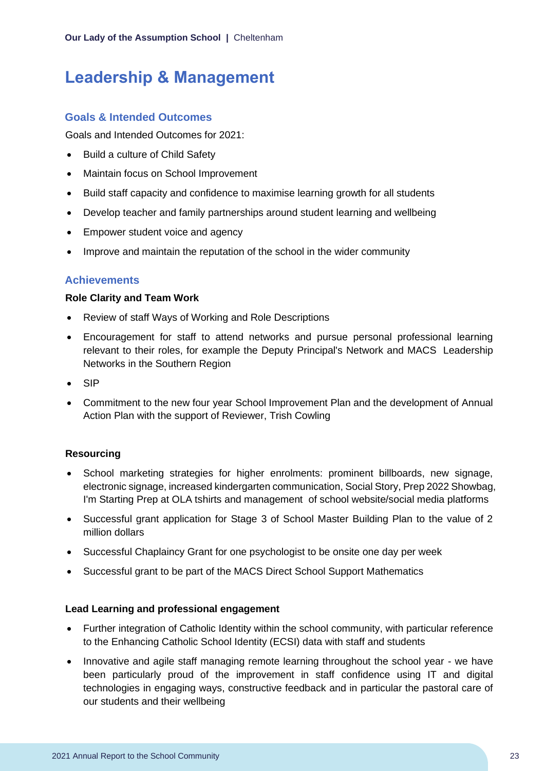# Leadership & Management

## Goals & Intended Outcomes

Goals and Intended Outcomes for 2021:

- Build a culture of Child Safety
- Maintain focus on School Improvement
- Build staff capacity and confidence to maximise learning growth for all students
- Develop teacher and family partnerships around student learning and wellbeing
- Empower student voice and agency
- Improve and maintain the reputation of the school in the wider community

## Achievements

**Role Clarity and Team Work**

- Review of staff Ways of Working and Role Descriptions
- Encouragement for staff to attend networks and pursue personal professional learning relevant to their roles, for example the Deputy Principal's Network and MACS Leadership Networks in the Southern Region
- SIP
- Commitment to the new four year School Improvement Plan and the development of Annual Action Plan with the support of Reviewer, Trish Cowling

**Resourcing**

- School marketing strategies for higher enrolments: prominent billboards, new signage, electronic signage, increased kindergarten communication, Social Story, Prep 2022 Showbag, I'm Starting Prep at OLA tshirts and management of school website/social media platforms
- Successful grant application for Stage 3 of School Master Building Plan to the value of 2 million dollars
- Successful Chaplaincy Grant for one psychologist to be onsite one day per week
- Successful grant to be part of the MACS Direct School Support Mathematics

**Lead Learning and professional engagement**

- Further integration of Catholic Identity within the school community, with particular reference to the Enhancing Catholic School Identity (ECSI) data with staff and students
- Innovative and agile staff managing remote learning throughout the school year - we have been particularly proud of the improvement in staff confidence using IT and digital technologies in engaging ways, constructive feedback and in particular the pastoral care of our students and their wellbeing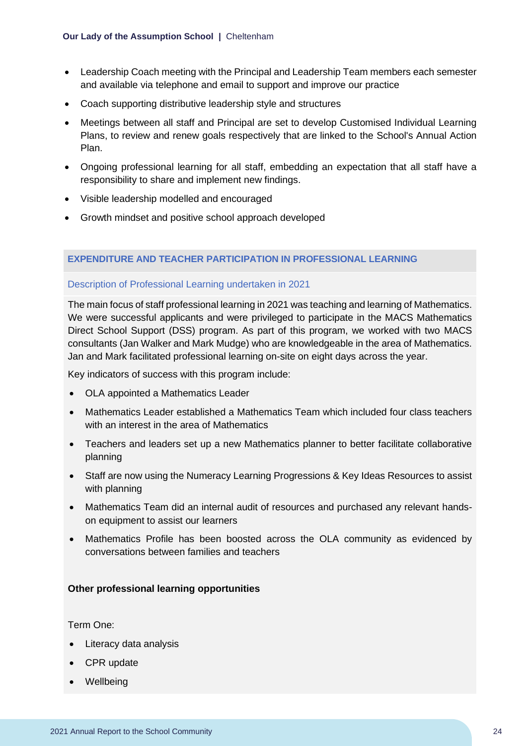- Leadership Coach meeting with the Principal and Leadership Team members each semester and available via telephone and email to support and improve our practice
- Coach supporting distributive leadership style and structures
- Meetings between all staff and Principal are set to develop Customised Individual Learning Plans, to review and renew goals respectively that are linked to the School's Annual Action Plan.
- Ongoing professional learning for all staff, embedding an expectation that all staff have a responsibility to share and implement new findings.
- Visible leadership modelled and encouraged
- Growth mindset and positive school approach developed

## EXPENDITURE AND TEACHER PARTICIPATION IN PROFESSIONAL LEARNING

### Description of Professional Learning undertaken in 2021

The main focus of staff professional learning in 2021 was teaching and learning of Mathematics. We were successful applicants and were privileged to participate in the MACS Mathematics Direct School Support (DSS) program. As part of this program, we worked with two MACS consultants (Jan Walker and Mark Mudge) who are knowledgeable in the area of Mathematics. Jan and Mark facilitated professional learning on-site on eight days across the year.

Key indicators of success with this program include:

- OLA appointed a Mathematics Leader
- Mathematics Leader established a Mathematics Team which included four class teachers with an interest in the area of Mathematics
- Teachers and leaders set up a new Mathematics planner to better facilitate collaborative planning
- Staff are now using the Numeracy Learning Progressions & Key Ideas Resources to assist with planning
- Mathematics Team did an internal audit of resources and purchased any relevant hands-on equipment to assist our learners
- Mathematics Profile has been boosted across the OLA community as evidenced by conversations between families and teachers

**Other professional learning opportunities**

Term One:

- Literacy data analysis
- CPR update
- Wellbeing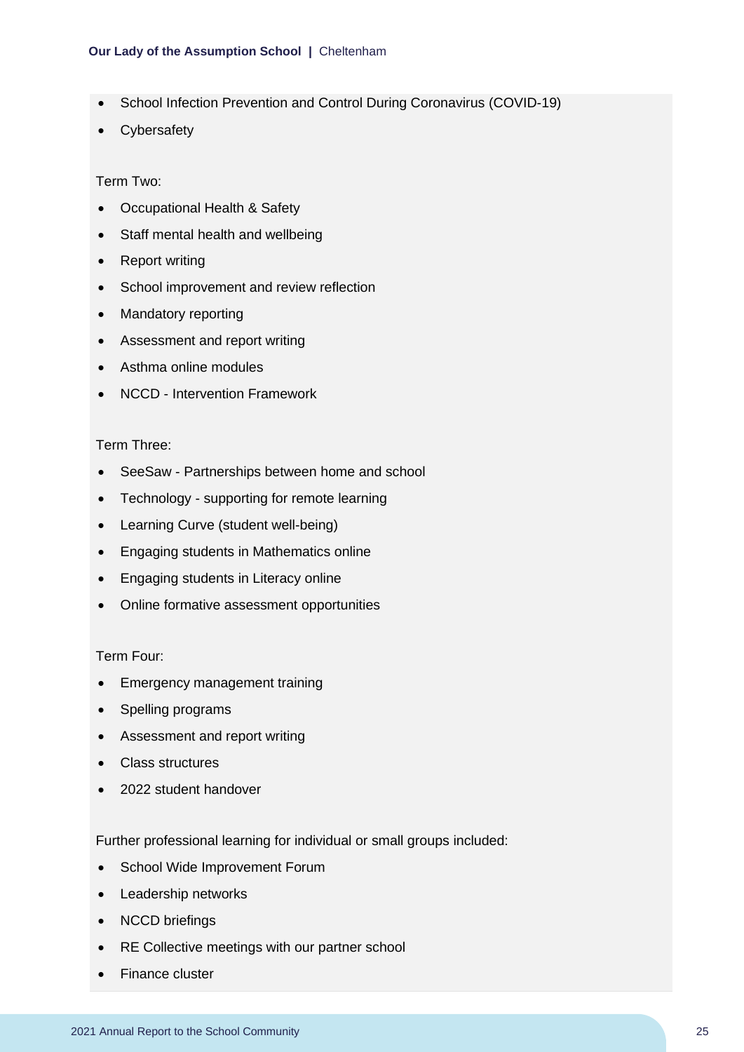- School Infection Prevention and Control During Coronavirus (COVID-19)
- Cybersafety

Term Two:

- Occupational Health & Safety
- Staff mental health and wellbeing
- Report writing
- School improvement and review reflection
- Mandatory reporting
- Assessment and report writing
- Asthma online modules
- NCCD - Intervention Framework

Term Three:

- SeeSaw - Partnerships between home and school
- Technology - supporting for remote learning
- Learning Curve (student well-being)
- Engaging students in Mathematics online
- Engaging students in Literacy online
- Online formative assessment opportunities

Term Four:

- Emergency management training
- Spelling programs
- Assessment and report writing
- Class structures
- 2022 student handover

Further professional learning for individual or small groups included:

- School Wide Improvement Forum
- Leadership networks
- NCCD briefings
- RE Collective meetings with our partner school
- Finance cluster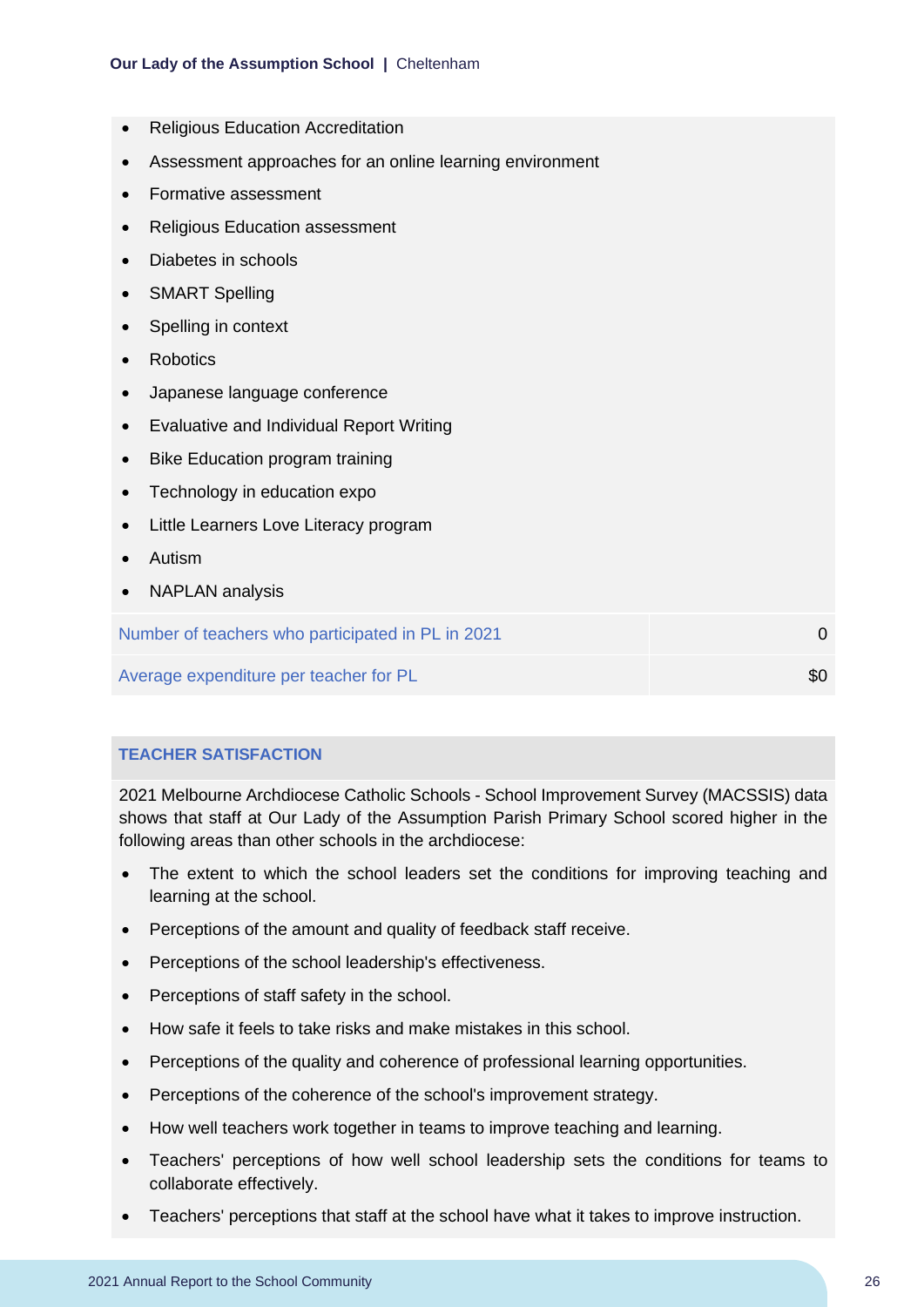- Religious Education Accreditation
- Assessment approaches for an online learning environment
- Formative assessment
- Religious Education assessment
- Diabetes in schools
- SMART Spelling
- Spelling in context
- Robotics
- Japanese language conference
- Evaluative and Individual Report Writing
- Bike Education program training
- Technology in education expo
- Little Learners Love Literacy program
- Autism
- NAPLAN analysis

| | |
|---|---|
| Number of teachers who participated in PL in 2021 | 0 |
| Average expenditure per teacher for PL | $0 |

## TEACHER SATISFACTION

2021 Melbourne Archdiocese Catholic Schools - School Improvement Survey (MACSSIS) data shows that staff at Our Lady of the Assumption Parish Primary School scored higher in the following areas than other schools in the archdiocese:

- The extent to which the school leaders set the conditions for improving teaching and learning at the school.
- Perceptions of the amount and quality of feedback staff receive.
- Perceptions of the school leadership's effectiveness.
- Perceptions of staff safety in the school.
- How safe it feels to take risks and make mistakes in this school.
- Perceptions of the quality and coherence of professional learning opportunities.
- Perceptions of the coherence of the school's improvement strategy.
- How well teachers work together in teams to improve teaching and learning.
- Teachers' perceptions of how well school leadership sets the conditions for teams to collaborate effectively.
- Teachers' perceptions that staff at the school have what it takes to improve instruction.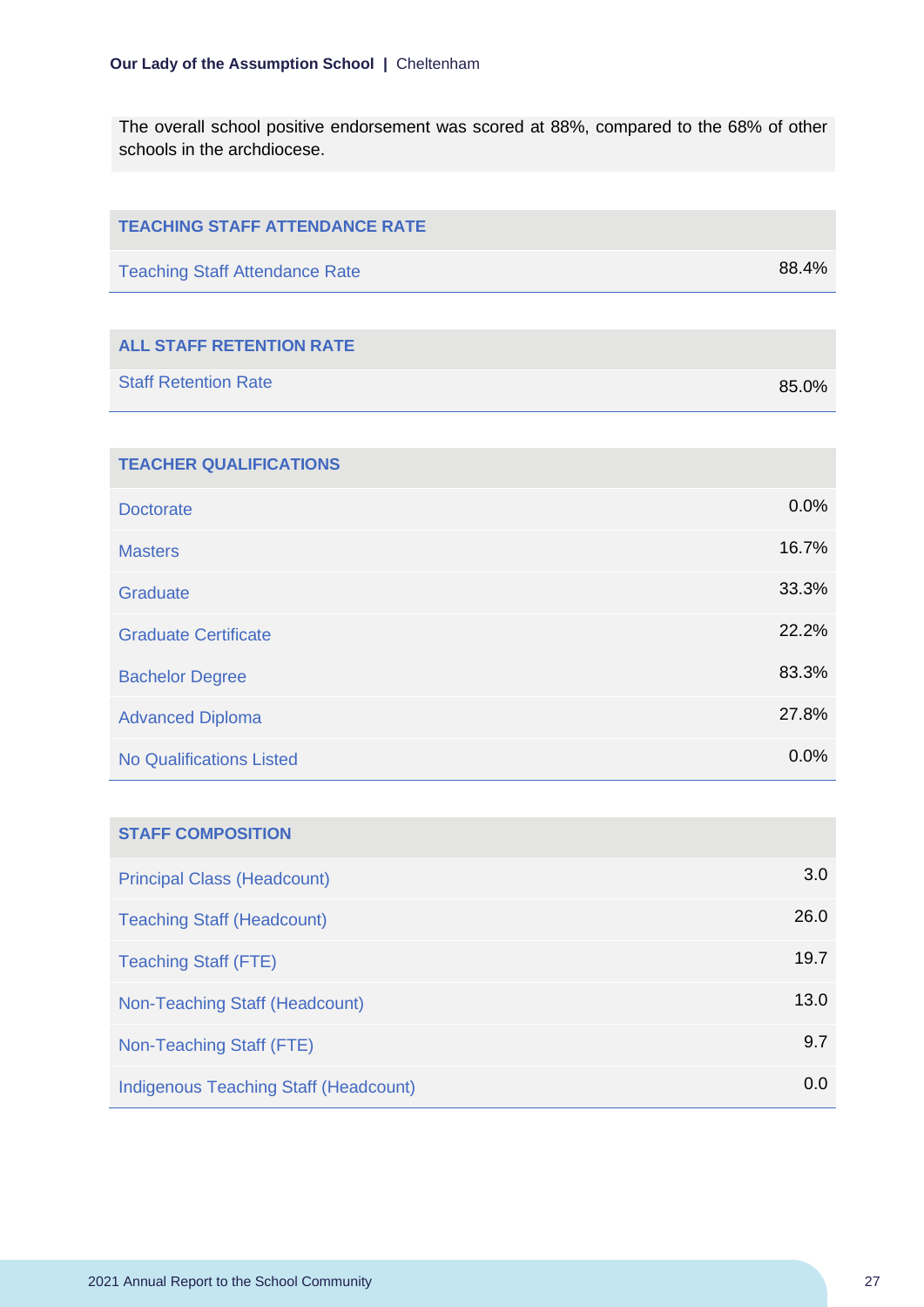The overall school positive endorsement was scored at 88%, compared to the 68% of other schools in the archdiocese.

| TEACHING STAFF ATTENDANCE RATE | |
| --- | --- |
| Teaching Staff Attendance Rate | 88.4% |

| ALL STAFF RETENTION RATE | |
| --- | --- |
| Staff Retention Rate | 85.0% |

| TEACHER QUALIFICATIONS | |
| --- | --- |
| Doctorate | 0.0% |
| Masters | 16.7% |
| Graduate | 33.3% |
| Graduate Certificate | 22.2% |
| Bachelor Degree | 83.3% |
| Advanced Diploma | 27.8% |
| No Qualifications Listed | 0.0% |

| STAFF COMPOSITION | |
| --- | --- |
| Principal Class (Headcount) | 3.0 |
| Teaching Staff (Headcount) | 26.0 |
| Teaching Staff (FTE) | 19.7 |
| Non-Teaching Staff (Headcount) | 13.0 |
| Non-Teaching Staff (FTE) | 9.7 |
| Indigenous Teaching Staff (Headcount) | 0.0 |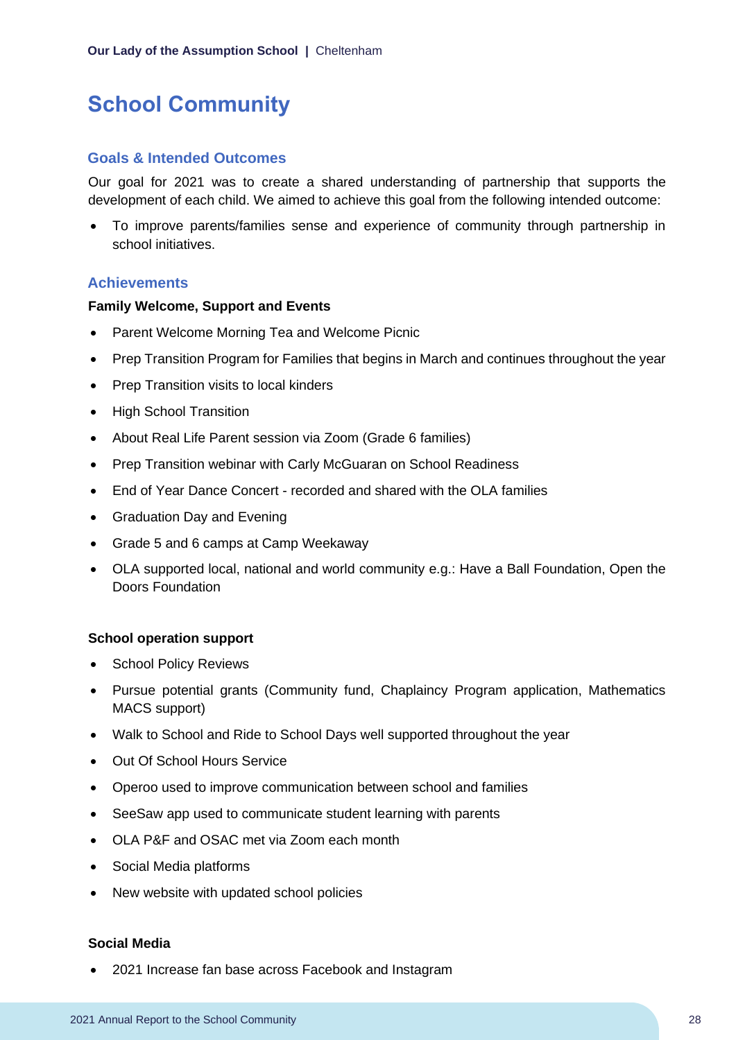# School Community

## Goals & Intended Outcomes

Our goal for 2021 was to create a shared understanding of partnership that supports the development of each child. We aimed to achieve this goal from the following intended outcome:

- To improve parents/families sense and experience of community through partnership in school initiatives.

## Achievements

**Family Welcome, Support and Events**

- Parent Welcome Morning Tea and Welcome Picnic
- Prep Transition Program for Families that begins in March and continues throughout the year
- Prep Transition visits to local kinders
- High School Transition
- About Real Life Parent session via Zoom (Grade 6 families)
- Prep Transition webinar with Carly McGuaran on School Readiness
- End of Year Dance Concert - recorded and shared with the OLA families
- Graduation Day and Evening
- Grade 5 and 6 camps at Camp Weekaway
- OLA supported local, national and world community e.g.: Have a Ball Foundation, Open the Doors Foundation

**School operation support**

- School Policy Reviews
- Pursue potential grants (Community fund, Chaplaincy Program application, Mathematics MACS support)
- Walk to School and Ride to School Days well supported throughout the year
- Out Of School Hours Service
- Operoo used to improve communication between school and families
- SeeSaw app used to communicate student learning with parents
- OLA P&F and OSAC met via Zoom each month
- Social Media platforms
- New website with updated school policies

**Social Media**

- 2021 Increase fan base across Facebook and Instagram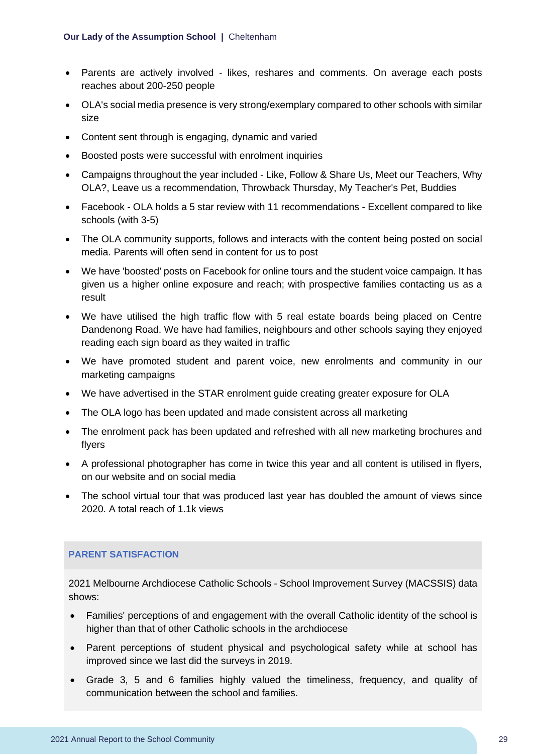- Parents are actively involved - likes, reshares and comments. On average each posts reaches about 200-250 people
- OLA's social media presence is very strong/exemplary compared to other schools with similar size
- Content sent through is engaging, dynamic and varied
- Boosted posts were successful with enrolment inquiries
- Campaigns throughout the year included - Like, Follow & Share Us, Meet our Teachers, Why OLA?, Leave us a recommendation, Throwback Thursday, My Teacher's Pet, Buddies
- Facebook - OLA holds a 5 star review with 11 recommendations - Excellent compared to like schools (with 3-5)
- The OLA community supports, follows and interacts with the content being posted on social media. Parents will often send in content for us to post
- We have 'boosted' posts on Facebook for online tours and the student voice campaign. It has given us a higher online exposure and reach; with prospective families contacting us as a result
- We have utilised the high traffic flow with 5 real estate boards being placed on Centre Dandenong Road. We have had families, neighbours and other schools saying they enjoyed reading each sign board as they waited in traffic
- We have promoted student and parent voice, new enrolments and community in our marketing campaigns
- We have advertised in the STAR enrolment guide creating greater exposure for OLA
- The OLA logo has been updated and made consistent across all marketing
- The enrolment pack has been updated and refreshed with all new marketing brochures and flyers
- A professional photographer has come in twice this year and all content is utilised in flyers, on our website and on social media
- The school virtual tour that was produced last year has doubled the amount of views since 2020. A total reach of 1.1k views

## PARENT SATISFACTION

2021 Melbourne Archdiocese Catholic Schools - School Improvement Survey (MACSSIS) data shows:

- Families' perceptions of and engagement with the overall Catholic identity of the school is higher than that of other Catholic schools in the archdiocese
- Parent perceptions of student physical and psychological safety while at school has improved since we last did the surveys in 2019.
- Grade 3, 5 and 6 families highly valued the timeliness, frequency, and quality of communication between the school and families.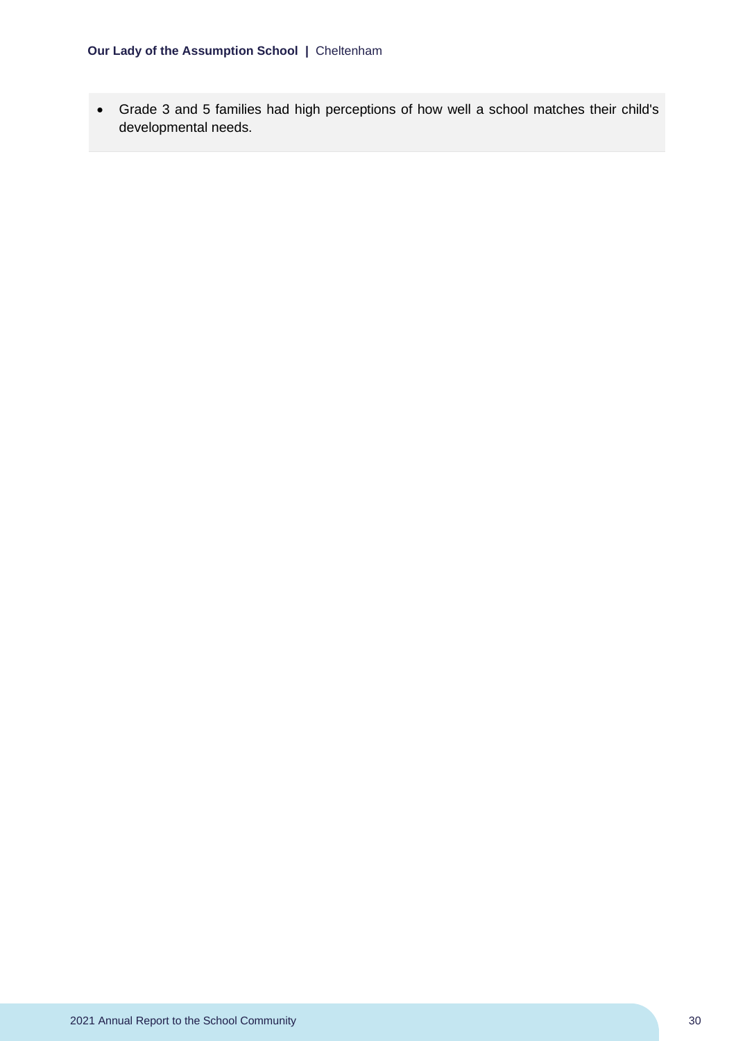- Grade 3 and 5 families had high perceptions of how well a school matches their child's developmental needs.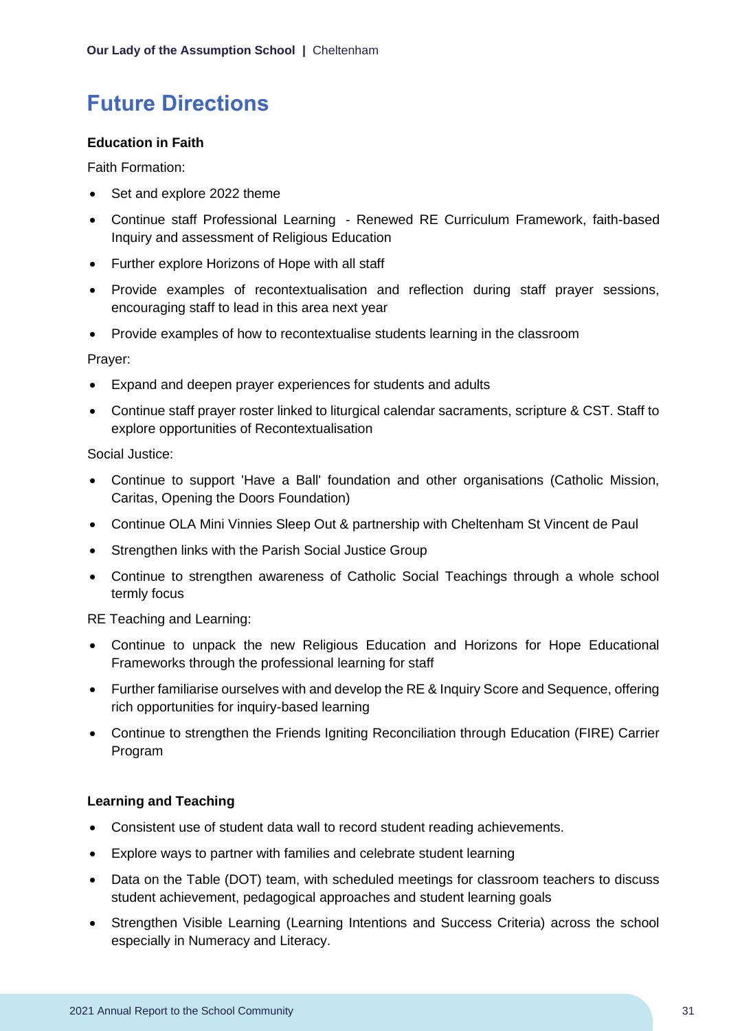# Future Directions

**Education in Faith**

Faith Formation:

- Set and explore 2022 theme
- Continue staff Professional Learning - Renewed RE Curriculum Framework, faith-based Inquiry and assessment of Religious Education
- Further explore Horizons of Hope with all staff
- Provide examples of recontextualisation and reflection during staff prayer sessions, encouraging staff to lead in this area next year
- Provide examples of how to recontextualise students learning in the classroom

Prayer:

- Expand and deepen prayer experiences for students and adults
- Continue staff prayer roster linked to liturgical calendar sacraments, scripture & CST. Staff to explore opportunities of Recontextualisation

Social Justice:

- Continue to support 'Have a Ball' foundation and other organisations (Catholic Mission, Caritas, Opening the Doors Foundation)
- Continue OLA Mini Vinnies Sleep Out & partnership with Cheltenham St Vincent de Paul
- Strengthen links with the Parish Social Justice Group
- Continue to strengthen awareness of Catholic Social Teachings through a whole school termly focus

RE Teaching and Learning:

- Continue to unpack the new Religious Education and Horizons for Hope Educational Frameworks through the professional learning for staff
- Further familiarise ourselves with and develop the RE & Inquiry Score and Sequence, offering rich opportunities for inquiry-based learning
- Continue to strengthen the Friends Igniting Reconciliation through Education (FIRE) Carrier Program

**Learning and Teaching**

- Consistent use of student data wall to record student reading achievements.
- Explore ways to partner with families and celebrate student learning
- Data on the Table (DOT) team, with scheduled meetings for classroom teachers to discuss student achievement, pedagogical approaches and student learning goals
- Strengthen Visible Learning (Learning Intentions and Success Criteria) across the school especially in Numeracy and Literacy.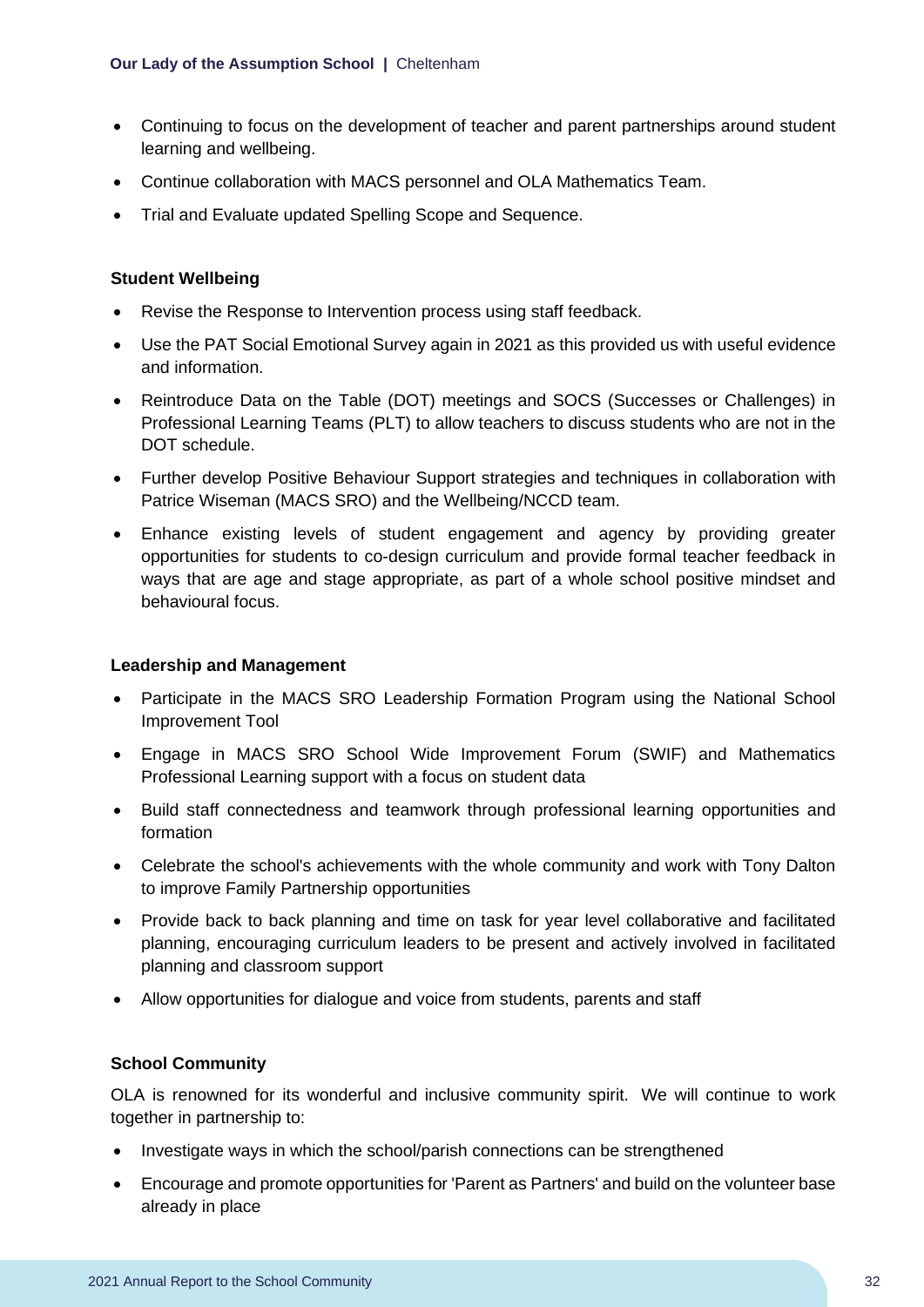- Continuing to focus on the development of teacher and parent partnerships around student learning and wellbeing.
- Continue collaboration with MACS personnel and OLA Mathematics Team.
- Trial and Evaluate updated Spelling Scope and Sequence.

**Student Wellbeing**

- Revise the Response to Intervention process using staff feedback.
- Use the PAT Social Emotional Survey again in 2021 as this provided us with useful evidence and information.
- Reintroduce Data on the Table (DOT) meetings and SOCS (Successes or Challenges) in Professional Learning Teams (PLT) to allow teachers to discuss students who are not in the DOT schedule.
- Further develop Positive Behaviour Support strategies and techniques in collaboration with Patrice Wiseman (MACS SRO) and the Wellbeing/NCCD team.
- Enhance existing levels of student engagement and agency by providing greater opportunities for students to co-design curriculum and provide formal teacher feedback in ways that are age and stage appropriate, as part of a whole school positive mindset and behavioural focus.

**Leadership and Management**

- Participate in the MACS SRO Leadership Formation Program using the National School Improvement Tool
- Engage in MACS SRO School Wide Improvement Forum (SWIF) and Mathematics Professional Learning support with a focus on student data
- Build staff connectedness and teamwork through professional learning opportunities and formation
- Celebrate the school's achievements with the whole community and work with Tony Dalton to improve Family Partnership opportunities
- Provide back to back planning and time on task for year level collaborative and facilitated planning, encouraging curriculum leaders to be present and actively involved in facilitated planning and classroom support
- Allow opportunities for dialogue and voice from students, parents and staff

**School Community**

OLA is renowned for its wonderful and inclusive community spirit. We will continue to work together in partnership to:

- Investigate ways in which the school/parish connections can be strengthened
- Encourage and promote opportunities for 'Parent as Partners' and build on the volunteer base already in place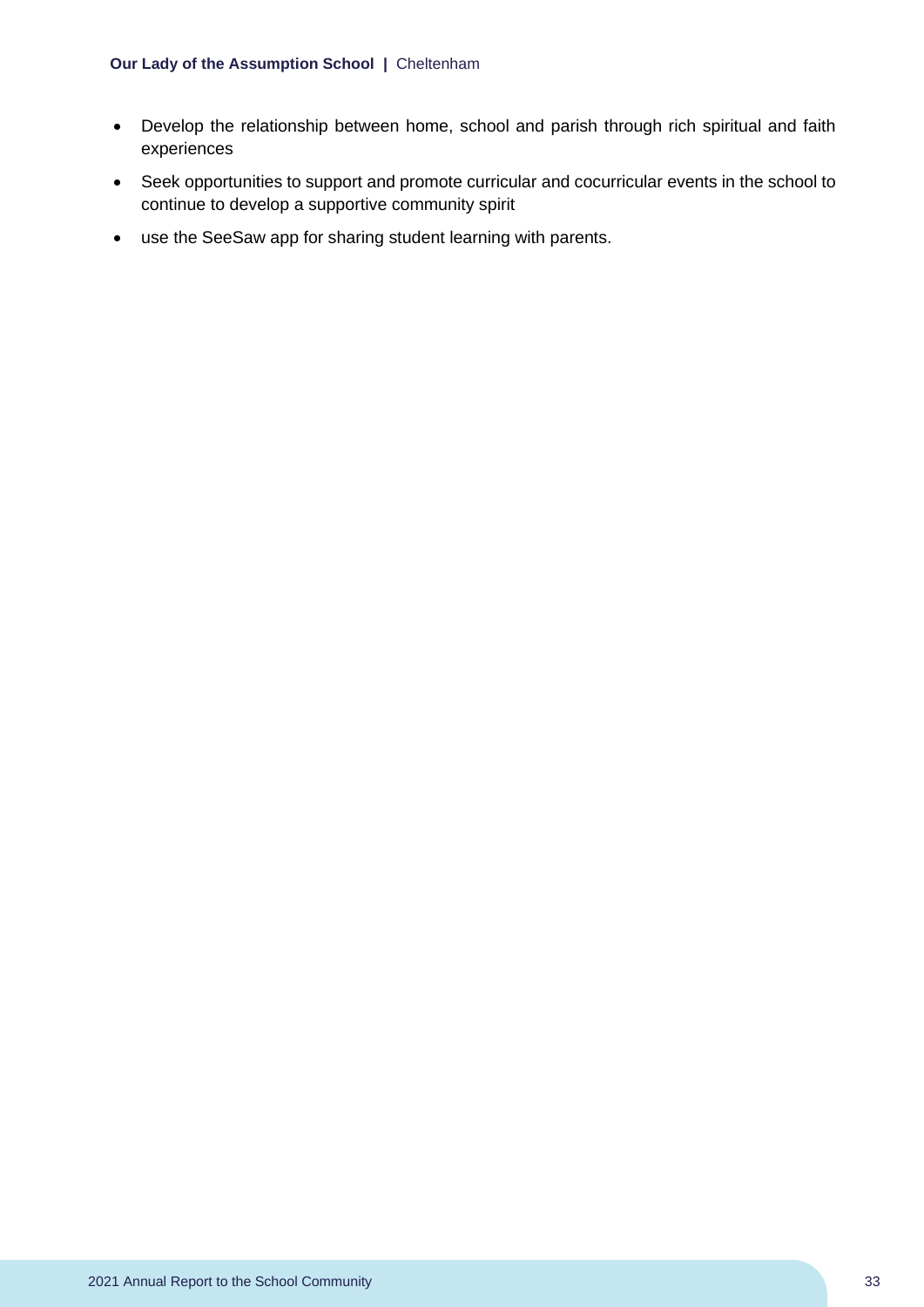- Develop the relationship between home, school and parish through rich spiritual and faith experiences
- Seek opportunities to support and promote curricular and cocurricular events in the school to continue to develop a supportive community spirit
- use the SeeSaw app for sharing student learning with parents.